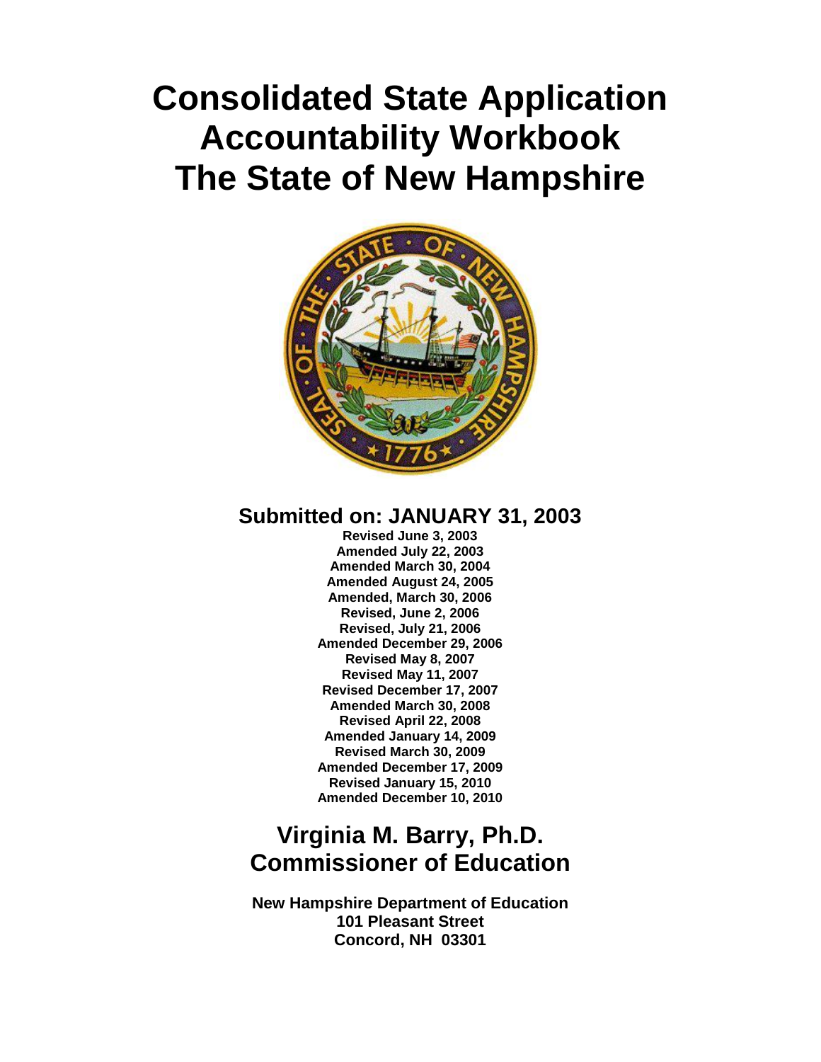# Consolidated State Application Accountability Workbook The State of New Hampshire

## Submitted on: JANUARY 31, 2003

**Revised June 3, 2003**
**Amended July 22, 2003**
**Amended March 30, 2004**
**Amended August 24, 2005**
**Amended, March 30, 2006**
**Revised, June 2, 2006**
**Revised, July 21, 2006**
**Amended December 29, 2006**
**Revised May 8, 2007**
**Revised May 11, 2007**
**Revised December 17, 2007**
**Amended March 30, 2008**
**Revised April 22, 2008**
**Amended January 14, 2009**
**Revised March 30, 2009**
**Amended December 17, 2009**
**Revised January 15, 2010**
**Amended December 10, 2010**

## Virginia M. Barry, Ph.D.
## Commissioner of Education

**New Hampshire Department of Education**
**101 Pleasant Street**
**Concord, NH 03301**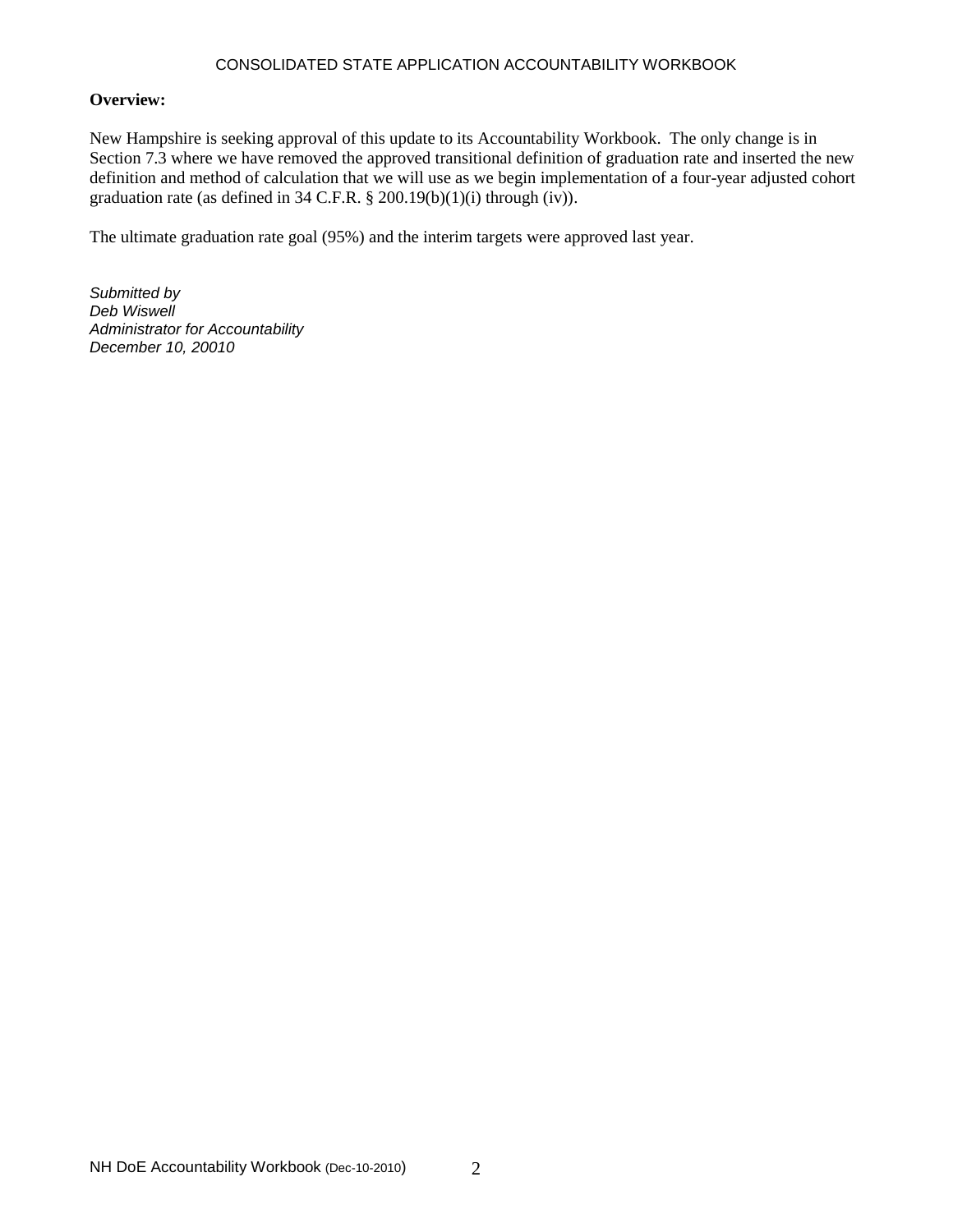**Overview:**

New Hampshire is seeking approval of this update to its Accountability Workbook. The only change is in Section 7.3 where we have removed the approved transitional definition of graduation rate and inserted the new definition and method of calculation that we will use as we begin implementation of a four-year adjusted cohort graduation rate (as defined in 34 C.F.R. § 200.19(b)(1)(i) through (iv)).

The ultimate graduation rate goal (95%) and the interim targets were approved last year.

*Submitted by*
*Deb Wiswell*
*Administrator for Accountability*
*December 10, 20010*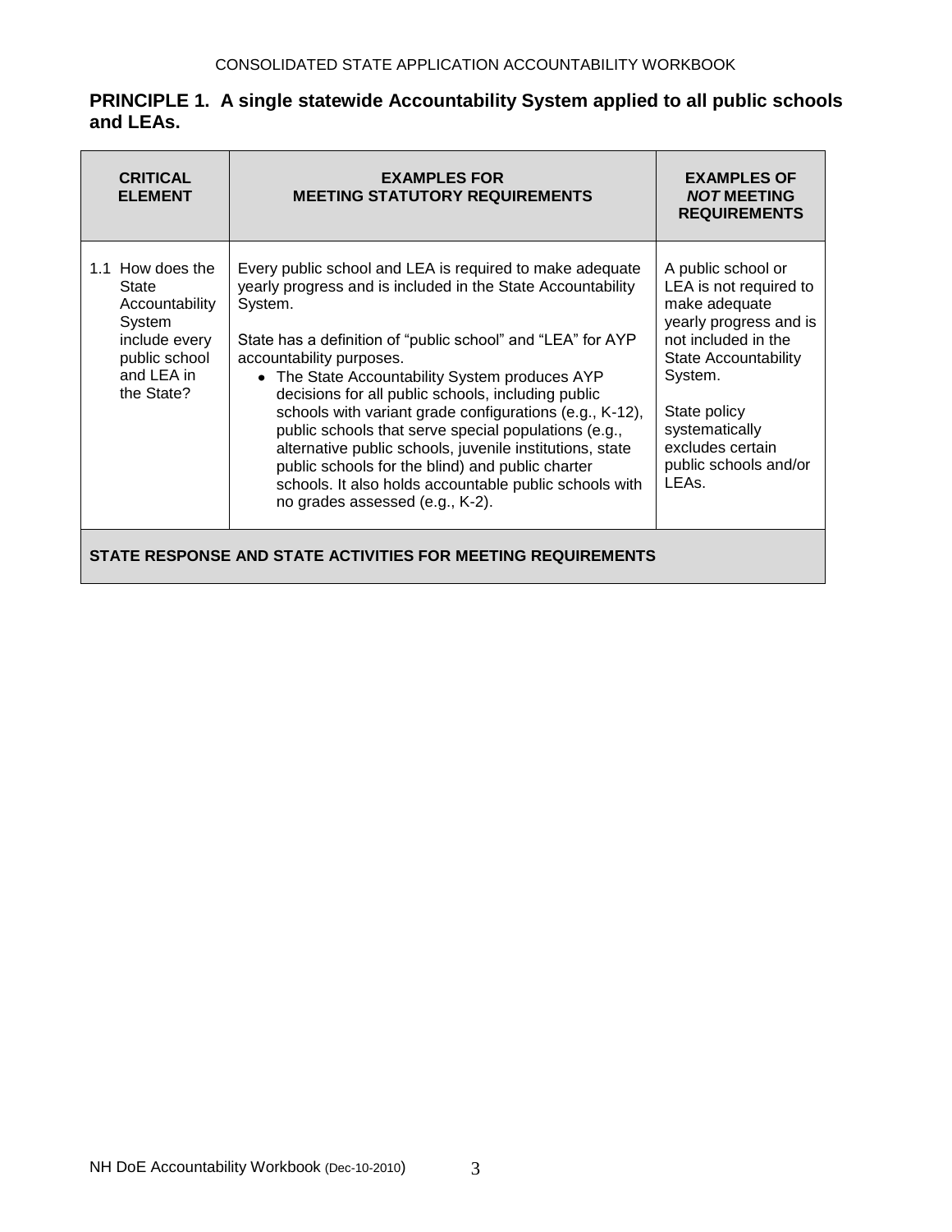## PRINCIPLE 1. A single statewide Accountability System applied to all public schools and LEAs.

| CRITICAL ELEMENT | EXAMPLES FOR MEETING STATUTORY REQUIREMENTS | EXAMPLES OF *NOT* MEETING REQUIREMENTS |
|---|---|---|
| 1.1 How does the State Accountability System include every public school and LEA in the State? | Every public school and LEA is required to make adequate yearly progress and is included in the State Accountability System.<br><br>State has a definition of "public school" and "LEA" for AYP accountability purposes.<br>• The State Accountability System produces AYP decisions for all public schools, including public schools with variant grade configurations (e.g., K-12), public schools that serve special populations (e.g., alternative public schools, juvenile institutions, state public schools for the blind) and public charter schools. It also holds accountable public schools with no grades assessed (e.g., K-2). | A public school or LEA is not required to make adequate yearly progress and is not included in the State Accountability System.<br><br>State policy systematically excludes certain public schools and/or LEAs. |
| **STATE RESPONSE AND STATE ACTIVITIES FOR MEETING REQUIREMENTS** | | |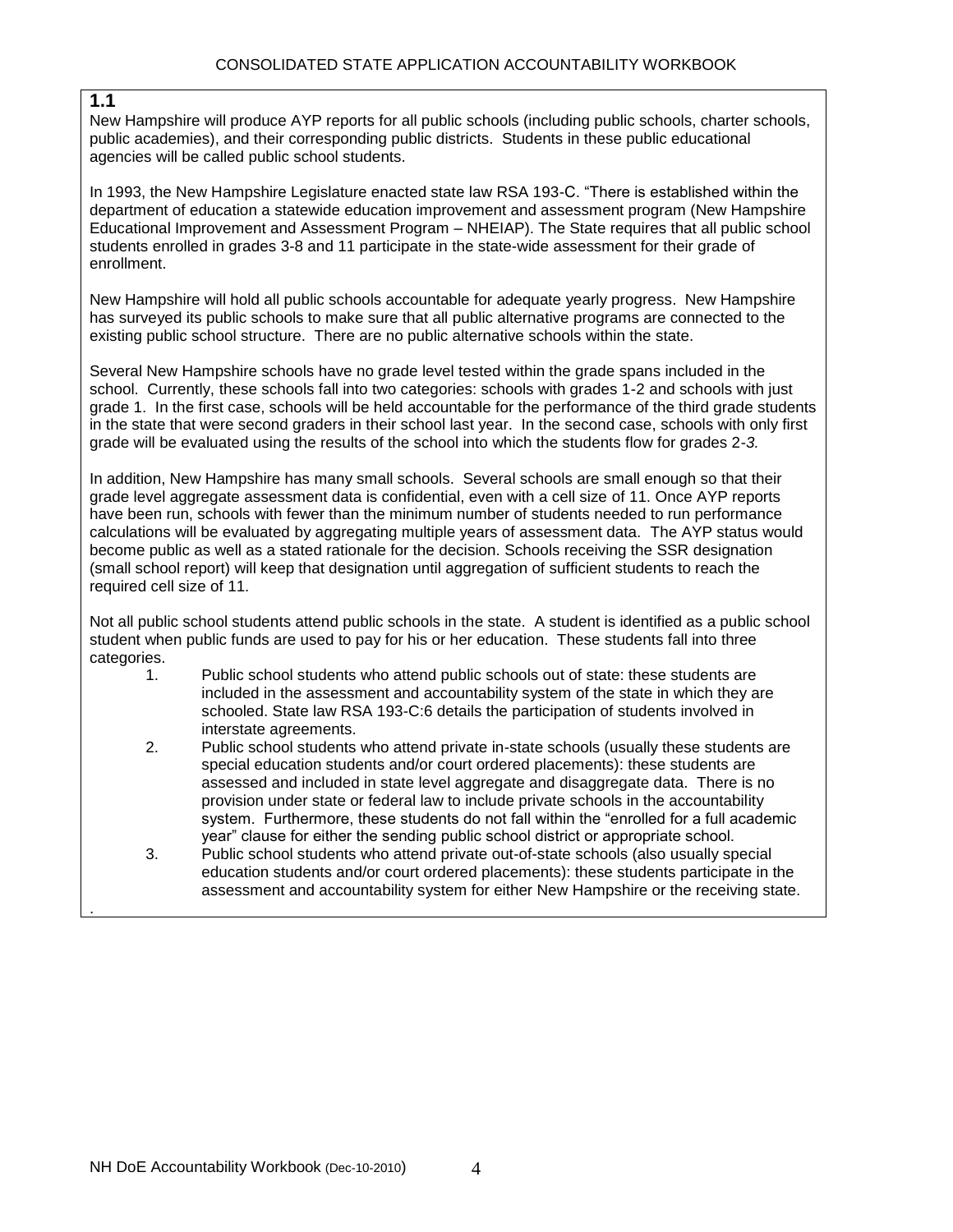## 1.1

New Hampshire will produce AYP reports for all public schools (including public schools, charter schools, public academies), and their corresponding public districts. Students in these public educational agencies will be called public school students.

In 1993, the New Hampshire Legislature enacted state law RSA 193-C. "There is established within the department of education a statewide education improvement and assessment program (New Hampshire Educational Improvement and Assessment Program – NHEIAP). The State requires that all public school students enrolled in grades 3-8 and 11 participate in the state-wide assessment for their grade of enrollment.

New Hampshire will hold all public schools accountable for adequate yearly progress. New Hampshire has surveyed its public schools to make sure that all public alternative programs are connected to the existing public school structure. There are no public alternative schools within the state.

Several New Hampshire schools have no grade level tested within the grade spans included in the school. Currently, these schools fall into two categories: schools with grades 1-2 and schools with just grade 1. In the first case, schools will be held accountable for the performance of the third grade students in the state that were second graders in their school last year. In the second case, schools with only first grade will be evaluated using the results of the school into which the students flow for grades 2-*3.*

In addition, New Hampshire has many small schools. Several schools are small enough so that their grade level aggregate assessment data is confidential, even with a cell size of 11. Once AYP reports have been run, schools with fewer than the minimum number of students needed to run performance calculations will be evaluated by aggregating multiple years of assessment data. The AYP status would become public as well as a stated rationale for the decision. Schools receiving the SSR designation (small school report) will keep that designation until aggregation of sufficient students to reach the required cell size of 11.

Not all public school students attend public schools in the state. A student is identified as a public school student when public funds are used to pay for his or her education. These students fall into three categories.

1. Public school students who attend public schools out of state: these students are included in the assessment and accountability system of the state in which they are schooled. State law RSA 193-C:6 details the participation of students involved in interstate agreements.
2. Public school students who attend private in-state schools (usually these students are special education students and/or court ordered placements): these students are assessed and included in state level aggregate and disaggregate data. There is no provision under state or federal law to include private schools in the accountability system. Furthermore, these students do not fall within the "enrolled for a full academic year" clause for either the sending public school district or appropriate school.
3. Public school students who attend private out-of-state schools (also usually special education students and/or court ordered placements): these students participate in the assessment and accountability system for either New Hampshire or the receiving state.

.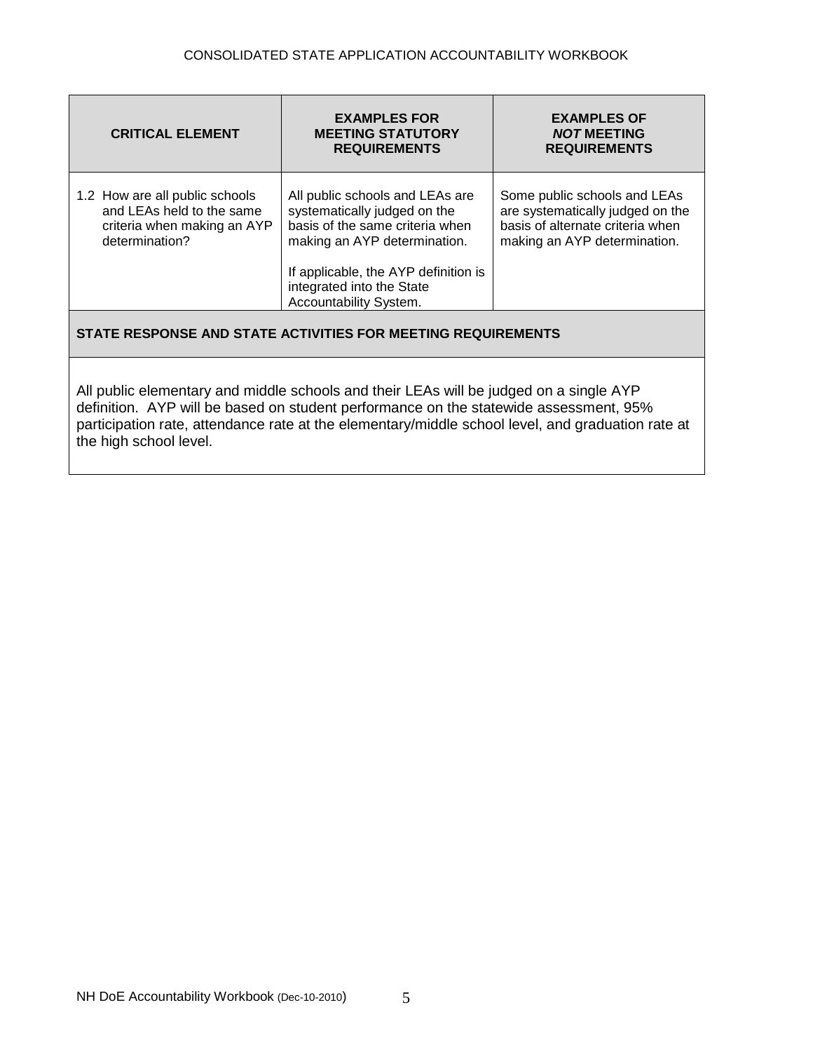| CRITICAL ELEMENT | EXAMPLES FOR MEETING STATUTORY REQUIREMENTS | EXAMPLES OF *NOT* MEETING REQUIREMENTS |
| --- | --- | --- |
| 1.2 How are all public schools and LEAs held to the same criteria when making an AYP determination? | All public schools and LEAs are systematically judged on the basis of the same criteria when making an AYP determination.<br><br>If applicable, the AYP definition is integrated into the State Accountability System. | Some public schools and LEAs are systematically judged on the basis of alternate criteria when making an AYP determination. |

**STATE RESPONSE AND STATE ACTIVITIES FOR MEETING REQUIREMENTS**

All public elementary and middle schools and their LEAs will be judged on a single AYP definition. AYP will be based on student performance on the statewide assessment, 95% participation rate, attendance rate at the elementary/middle school level, and graduation rate at the high school level.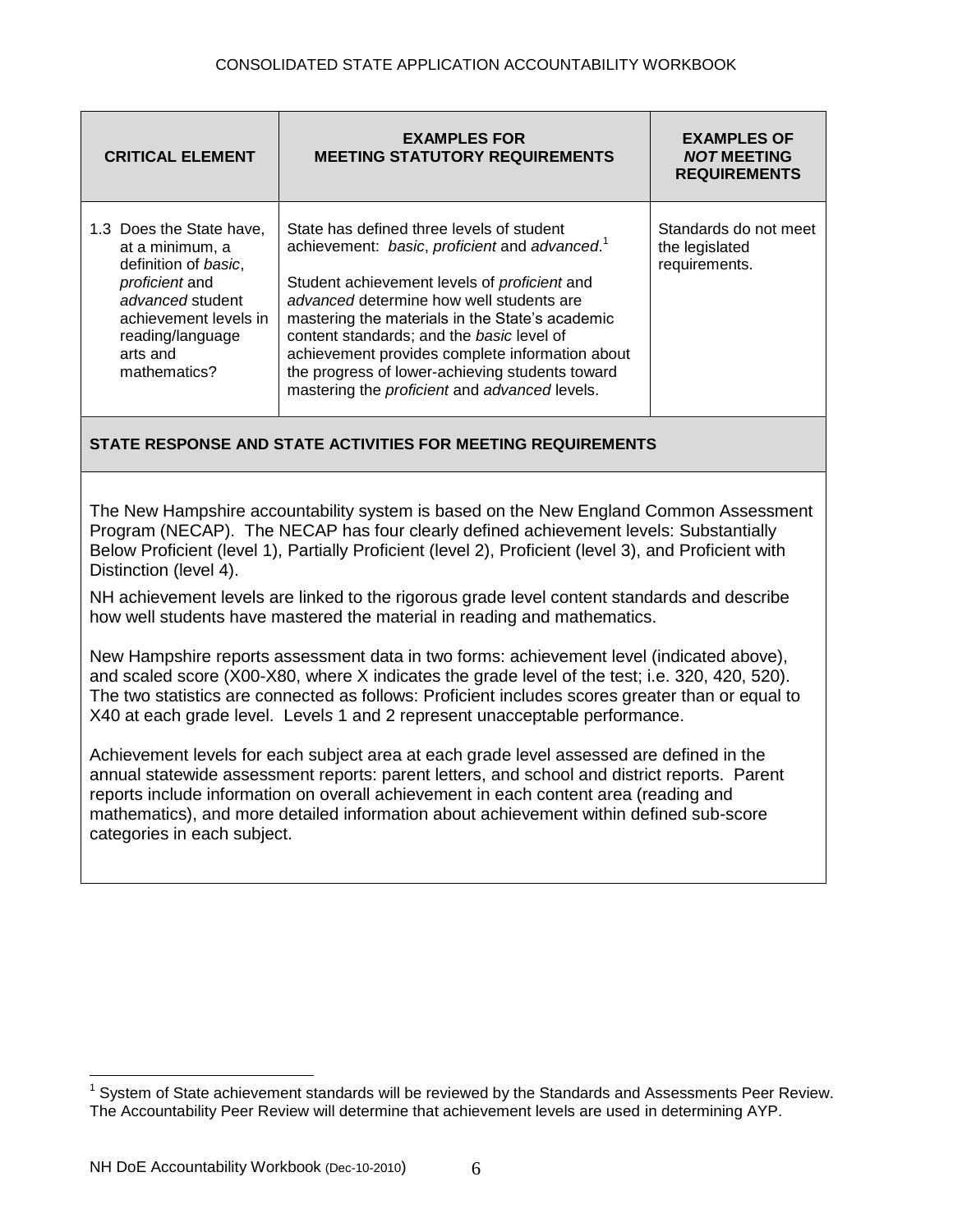| CRITICAL ELEMENT | EXAMPLES FOR MEETING STATUTORY REQUIREMENTS | EXAMPLES OF *NOT* MEETING REQUIREMENTS |
|---|---|---|
| 1.3 Does the State have, at a minimum, a definition of *basic*, *proficient* and *advanced* student achievement levels in reading/language arts and mathematics? | State has defined three levels of student achievement: *basic*, *proficient* and *advanced*.[1]<br><br>Student achievement levels of *proficient* and *advanced* determine how well students are mastering the materials in the State's academic content standards; and the *basic* level of achievement provides complete information about the progress of lower-achieving students toward mastering the *proficient* and *advanced* levels. | Standards do not meet the legislated requirements. |

**STATE RESPONSE AND STATE ACTIVITIES FOR MEETING REQUIREMENTS**

The New Hampshire accountability system is based on the New England Common Assessment Program (NECAP). The NECAP has four clearly defined achievement levels: Substantially Below Proficient (level 1), Partially Proficient (level 2), Proficient (level 3), and Proficient with Distinction (level 4).

NH achievement levels are linked to the rigorous grade level content standards and describe how well students have mastered the material in reading and mathematics.

New Hampshire reports assessment data in two forms: achievement level (indicated above), and scaled score (X00-X80, where X indicates the grade level of the test; i.e. 320, 420, 520). The two statistics are connected as follows: Proficient includes scores greater than or equal to X40 at each grade level. Levels 1 and 2 represent unacceptable performance.

Achievement levels for each subject area at each grade level assessed are defined in the annual statewide assessment reports: parent letters, and school and district reports. Parent reports include information on overall achievement in each content area (reading and mathematics), and more detailed information about achievement within defined sub-score categories in each subject.

[1] System of State achievement standards will be reviewed by the Standards and Assessments Peer Review. The Accountability Peer Review will determine that achievement levels are used in determining AYP.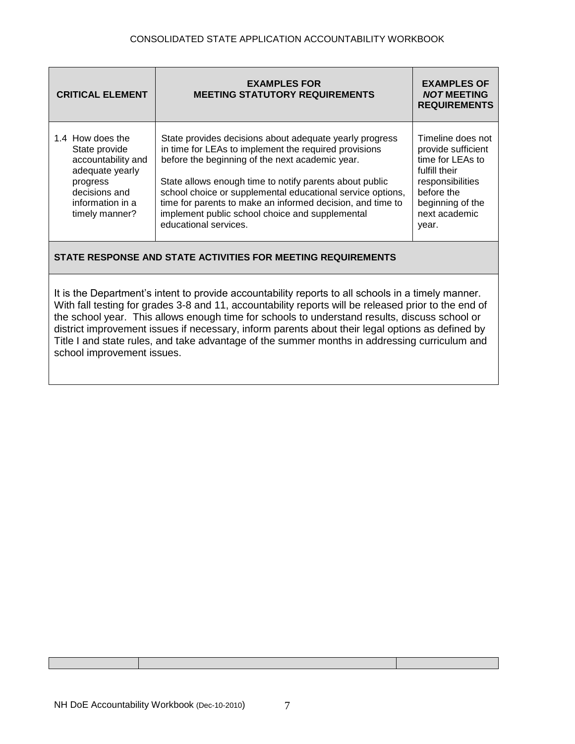| CRITICAL ELEMENT | EXAMPLES FOR MEETING STATUTORY REQUIREMENTS | EXAMPLES OF *NOT* MEETING REQUIREMENTS |
| --- | --- | --- |
| 1.4 How does the State provide accountability and adequate yearly progress decisions and information in a timely manner? | State provides decisions about adequate yearly progress in time for LEAs to implement the required provisions before the beginning of the next academic year.<br><br>State allows enough time to notify parents about public school choice or supplemental educational service options, time for parents to make an informed decision, and time to implement public school choice and supplemental educational services. | Timeline does not provide sufficient time for LEAs to fulfill their responsibilities before the beginning of the next academic year. |

**STATE RESPONSE AND STATE ACTIVITIES FOR MEETING REQUIREMENTS**

It is the Department's intent to provide accountability reports to all schools in a timely manner. With fall testing for grades 3-8 and 11, accountability reports will be released prior to the end of the school year. This allows enough time for schools to understand results, discuss school or district improvement issues if necessary, inform parents about their legal options as defined by Title I and state rules, and take advantage of the summer months in addressing curriculum and school improvement issues.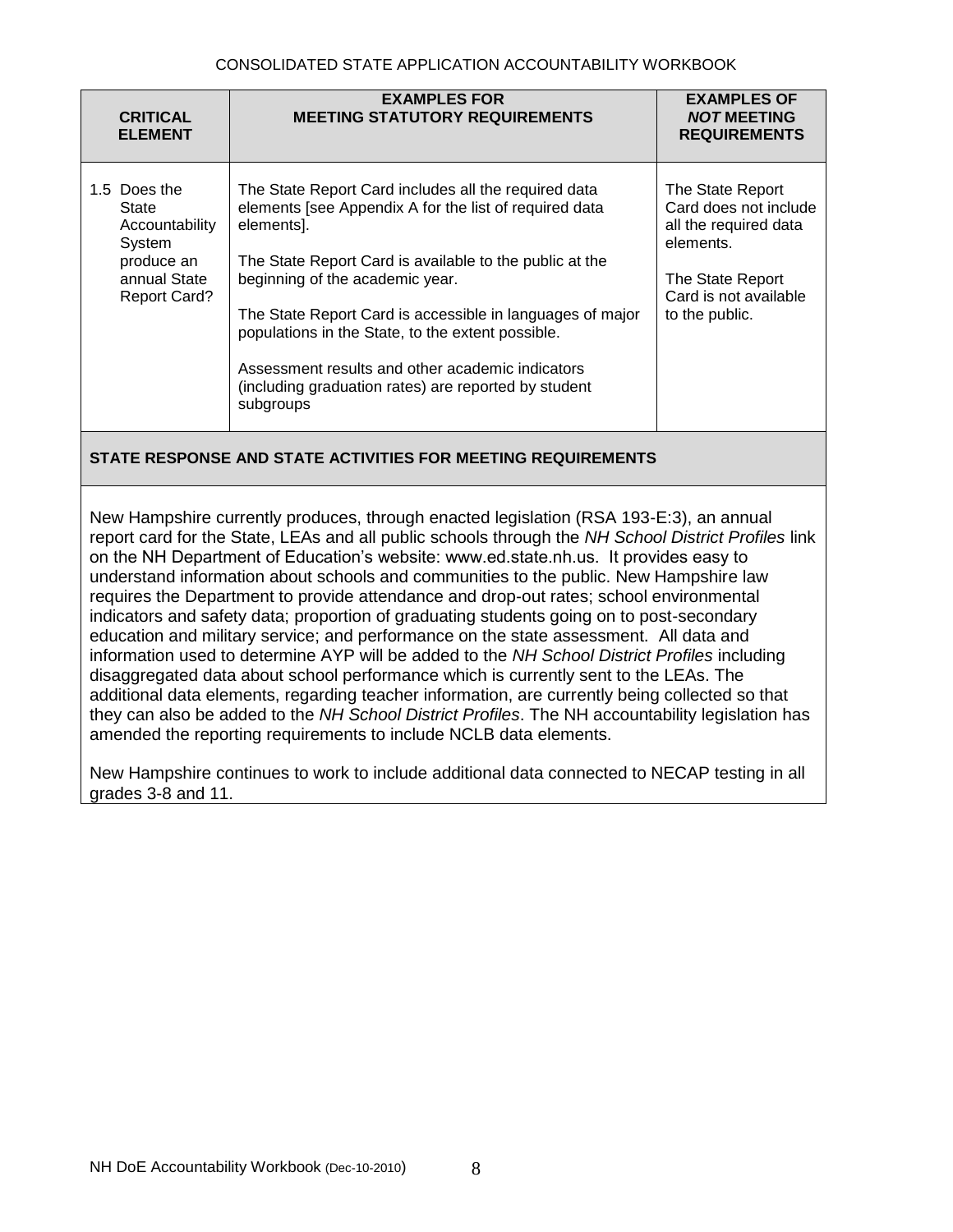| CRITICAL ELEMENT | EXAMPLES FOR MEETING STATUTORY REQUIREMENTS | EXAMPLES OF *NOT* MEETING REQUIREMENTS |
|---|---|---|
| 1.5 Does the State Accountability System produce an annual State Report Card? | The State Report Card includes all the required data elements [see Appendix A for the list of required data elements].<br><br>The State Report Card is available to the public at the beginning of the academic year.<br><br>The State Report Card is accessible in languages of major populations in the State, to the extent possible.<br><br>Assessment results and other academic indicators (including graduation rates) are reported by student subgroups | The State Report Card does not include all the required data elements.<br><br>The State Report Card is not available to the public. |

**STATE RESPONSE AND STATE ACTIVITIES FOR MEETING REQUIREMENTS**

New Hampshire currently produces, through enacted legislation (RSA 193-E:3), an annual report card for the State, LEAs and all public schools through the *NH School District Profiles* link on the NH Department of Education's website: www.ed.state.nh.us. It provides easy to understand information about schools and communities to the public. New Hampshire law requires the Department to provide attendance and drop-out rates; school environmental indicators and safety data; proportion of graduating students going on to post-secondary education and military service; and performance on the state assessment. All data and information used to determine AYP will be added to the *NH School District Profiles* including disaggregated data about school performance which is currently sent to the LEAs. The additional data elements, regarding teacher information, are currently being collected so that they can also be added to the *NH School District Profiles*. The NH accountability legislation has amended the reporting requirements to include NCLB data elements.

New Hampshire continues to work to include additional data connected to NECAP testing in all grades 3-8 and 11.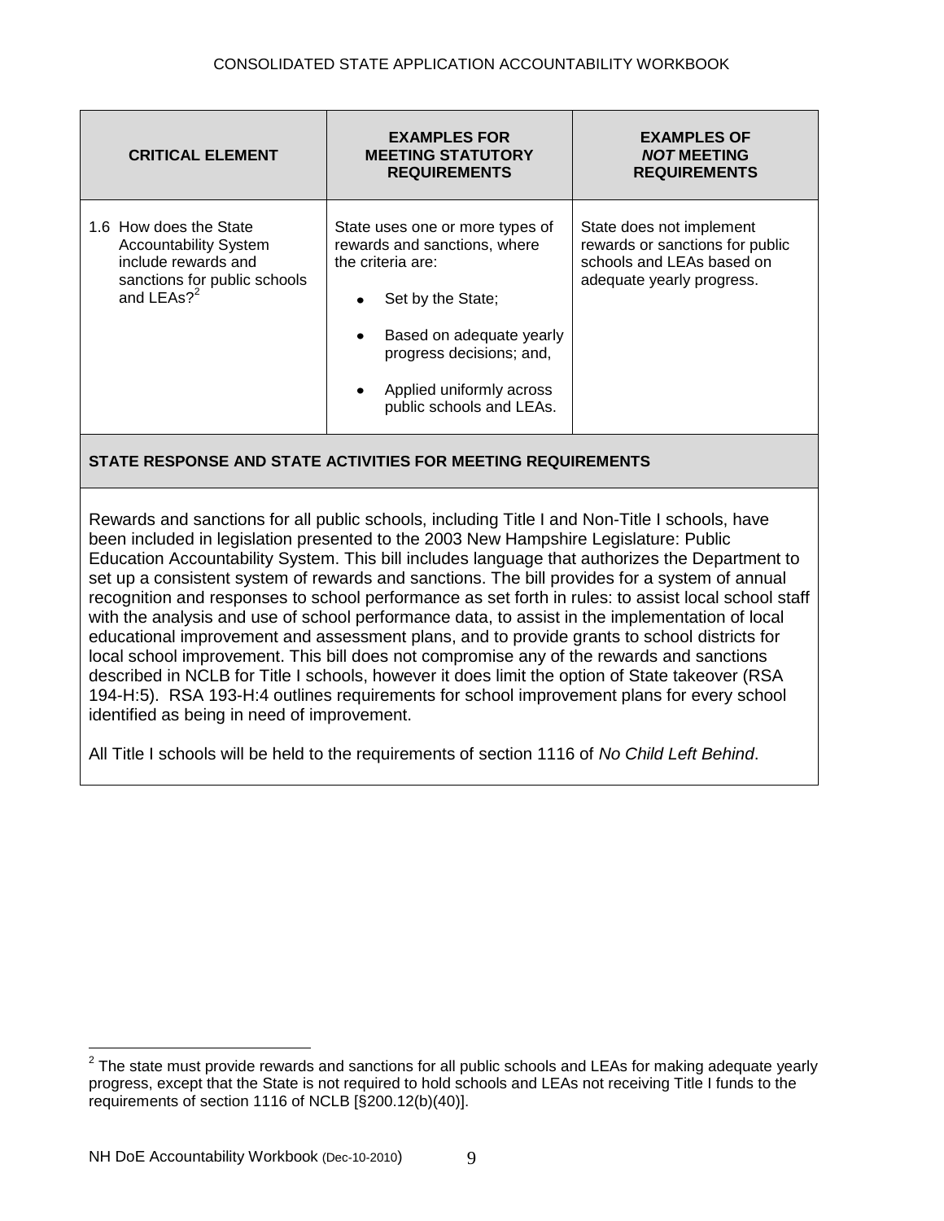| CRITICAL ELEMENT | EXAMPLES FOR MEETING STATUTORY REQUIREMENTS | EXAMPLES OF *NOT* MEETING REQUIREMENTS |
|---|---|---|
| 1.6 How does the State Accountability System include rewards and sanctions for public schools and LEAs?[2] | State uses one or more types of rewards and sanctions, where the criteria are:<br>• Set by the State;<br>• Based on adequate yearly progress decisions; and,<br>• Applied uniformly across public schools and LEAs. | State does not implement rewards or sanctions for public schools and LEAs based on adequate yearly progress. |

**STATE RESPONSE AND STATE ACTIVITIES FOR MEETING REQUIREMENTS**

Rewards and sanctions for all public schools, including Title I and Non-Title I schools, have been included in legislation presented to the 2003 New Hampshire Legislature: Public Education Accountability System. This bill includes language that authorizes the Department to set up a consistent system of rewards and sanctions. The bill provides for a system of annual recognition and responses to school performance as set forth in rules: to assist local school staff with the analysis and use of school performance data, to assist in the implementation of local educational improvement and assessment plans, and to provide grants to school districts for local school improvement. This bill does not compromise any of the rewards and sanctions described in NCLB for Title I schools, however it does limit the option of State takeover (RSA 194-H:5). RSA 193-H:4 outlines requirements for school improvement plans for every school identified as being in need of improvement.

All Title I schools will be held to the requirements of section 1116 of *No Child Left Behind*.

[2] The state must provide rewards and sanctions for all public schools and LEAs for making adequate yearly progress, except that the State is not required to hold schools and LEAs not receiving Title I funds to the requirements of section 1116 of NCLB [§200.12(b)(40)].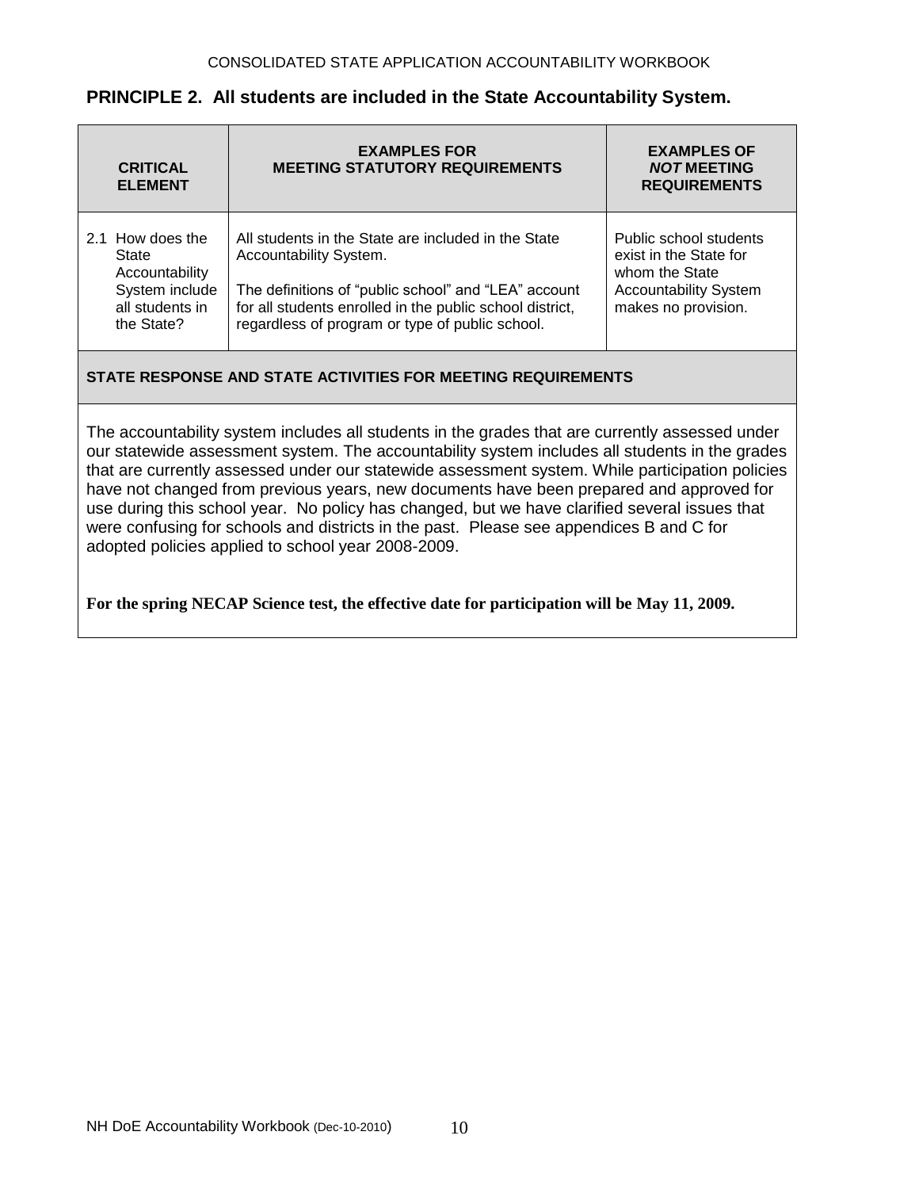## PRINCIPLE 2. All students are included in the State Accountability System.

| CRITICAL ELEMENT | EXAMPLES FOR MEETING STATUTORY REQUIREMENTS | EXAMPLES OF *NOT* MEETING REQUIREMENTS |
|---|---|---|
| 2.1 How does the State Accountability System include all students in the State? | All students in the State are included in the State Accountability System.<br><br>The definitions of "public school" and "LEA" account for all students enrolled in the public school district, regardless of program or type of public school. | Public school students exist in the State for whom the State Accountability System makes no provision. |

**STATE RESPONSE AND STATE ACTIVITIES FOR MEETING REQUIREMENTS**

The accountability system includes all students in the grades that are currently assessed under our statewide assessment system. The accountability system includes all students in the grades that are currently assessed under our statewide assessment system. While participation policies have not changed from previous years, new documents have been prepared and approved for use during this school year. No policy has changed, but we have clarified several issues that were confusing for schools and districts in the past. Please see appendices B and C for adopted policies applied to school year 2008-2009.

**For the spring NECAP Science test, the effective date for participation will be May 11, 2009.**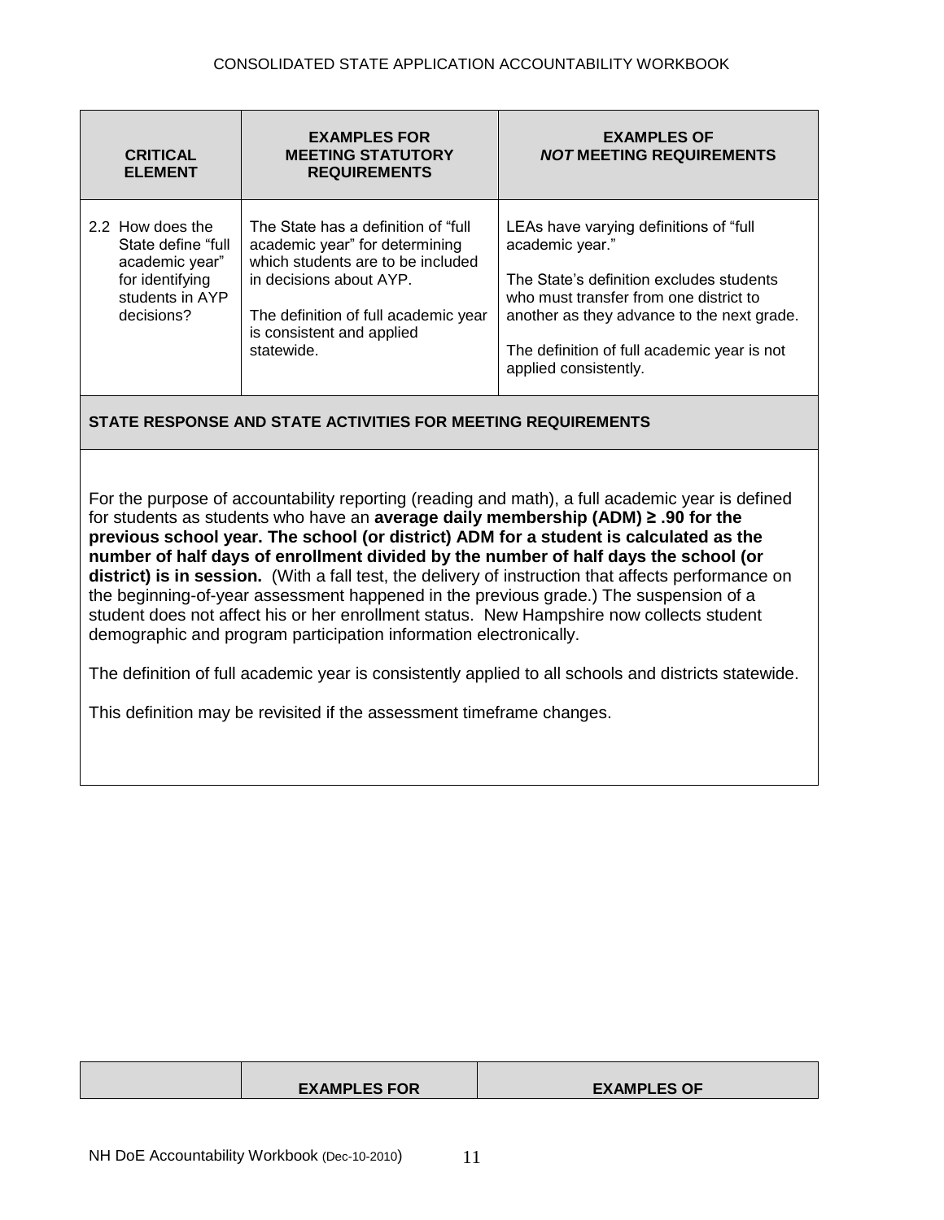| CRITICAL ELEMENT | EXAMPLES FOR MEETING STATUTORY REQUIREMENTS | EXAMPLES OF *NOT* MEETING REQUIREMENTS |
|---|---|---|
| 2.2 How does the State define "full academic year" for identifying students in AYP decisions? | The State has a definition of "full academic year" for determining which students are to be included in decisions about AYP.<br><br>The definition of full academic year is consistent and applied statewide. | LEAs have varying definitions of "full academic year."<br><br>The State's definition excludes students who must transfer from one district to another as they advance to the next grade.<br><br>The definition of full academic year is not applied consistently. |

**STATE RESPONSE AND STATE ACTIVITIES FOR MEETING REQUIREMENTS**

For the purpose of accountability reporting (reading and math), a full academic year is defined for students as students who have an **average daily membership (ADM) ≥ .90 for the previous school year. The school (or district) ADM for a student is calculated as the number of half days of enrollment divided by the number of half days the school (or district) is in session.** (With a fall test, the delivery of instruction that affects performance on the beginning-of-year assessment happened in the previous grade.) The suspension of a student does not affect his or her enrollment status. New Hampshire now collects student demographic and program participation information electronically.

The definition of full academic year is consistently applied to all schools and districts statewide.

This definition may be revisited if the assessment timeframe changes.

| | EXAMPLES FOR | EXAMPLES OF |
|---|---|---|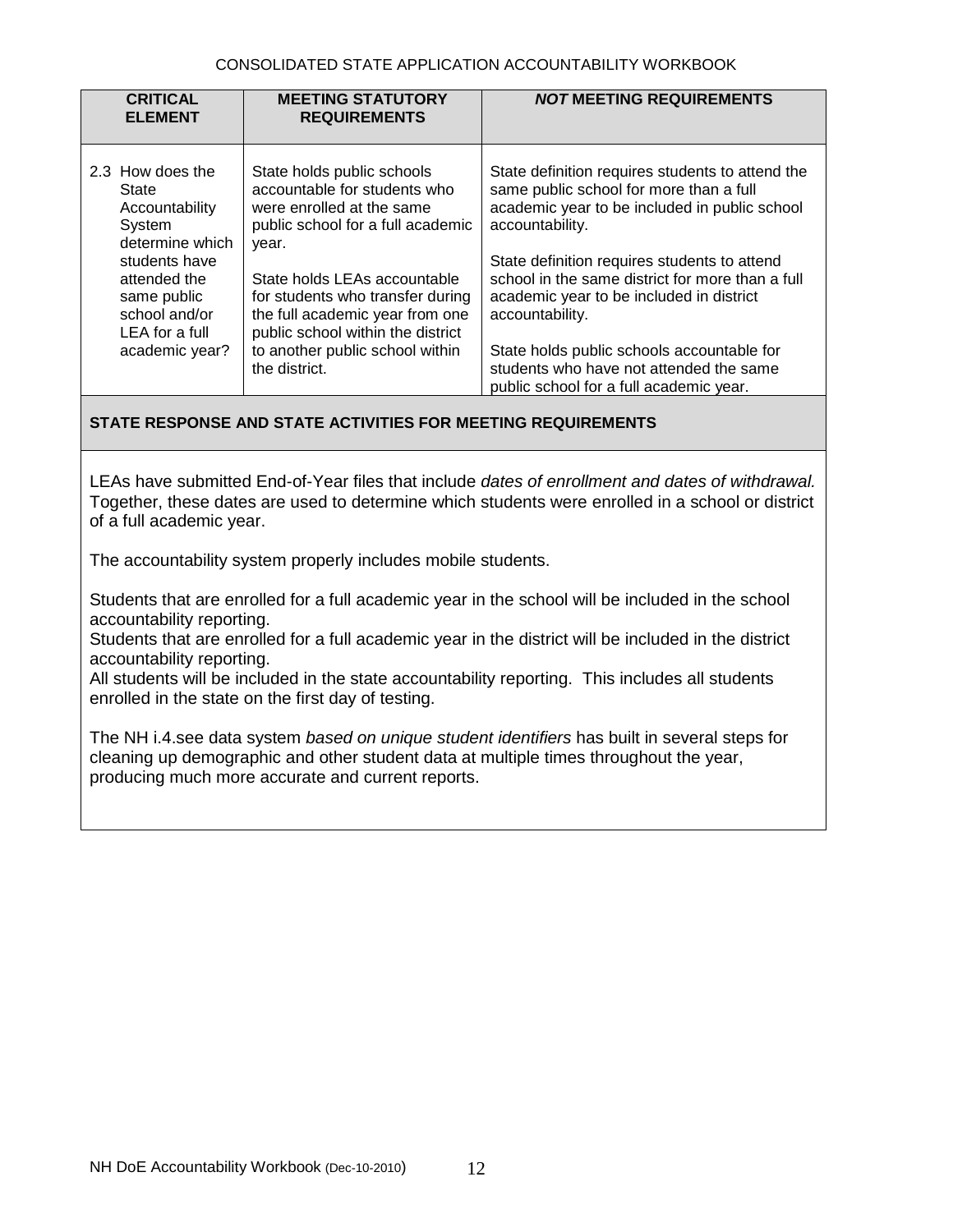| CRITICAL ELEMENT | MEETING STATUTORY REQUIREMENTS | *NOT* MEETING REQUIREMENTS |
|---|---|---|
| 2.3 How does the State Accountability System determine which students have attended the same public school and/or LEA for a full academic year? | State holds public schools accountable for students who were enrolled at the same public school for a full academic year.<br><br>State holds LEAs accountable for students who transfer during the full academic year from one public school within the district to another public school within the district. | State definition requires students to attend the same public school for more than a full academic year to be included in public school accountability.<br><br>State definition requires students to attend school in the same district for more than a full academic year to be included in district accountability.<br><br>State holds public schools accountable for students who have not attended the same public school for a full academic year. |

**STATE RESPONSE AND STATE ACTIVITIES FOR MEETING REQUIREMENTS**

LEAs have submitted End-of-Year files that include *dates of enrollment and dates of withdrawal.* Together, these dates are used to determine which students were enrolled in a school or district of a full academic year.

The accountability system properly includes mobile students.

Students that are enrolled for a full academic year in the school will be included in the school accountability reporting.
Students that are enrolled for a full academic year in the district will be included in the district accountability reporting.
All students will be included in the state accountability reporting. This includes all students enrolled in the state on the first day of testing.

The NH i.4.see data system *based on unique student identifiers* has built in several steps for cleaning up demographic and other student data at multiple times throughout the year, producing much more accurate and current reports.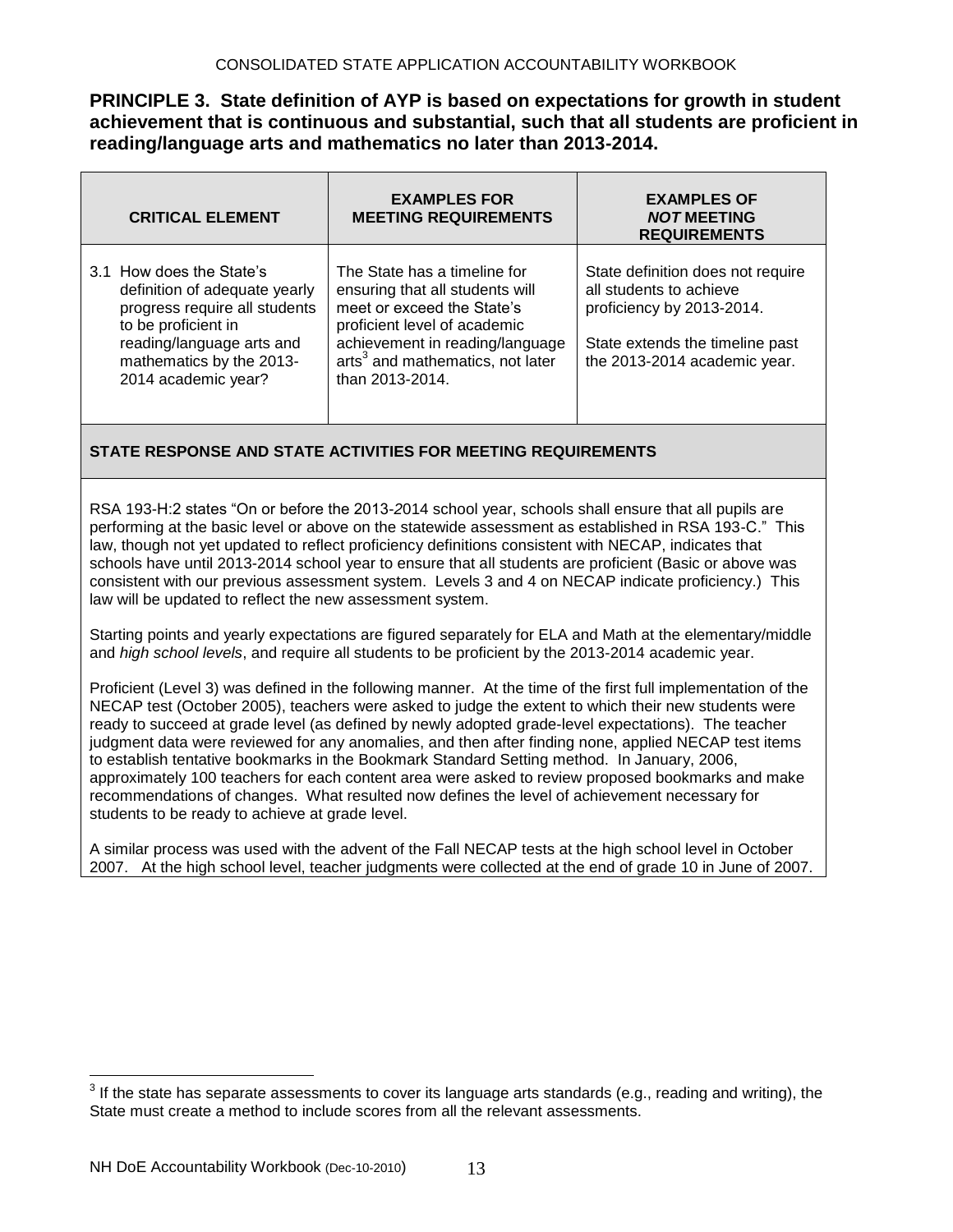**PRINCIPLE 3. State definition of AYP is based on expectations for growth in student achievement that is continuous and substantial, such that all students are proficient in reading/language arts and mathematics no later than 2013-2014.**

| CRITICAL ELEMENT | EXAMPLES FOR MEETING REQUIREMENTS | EXAMPLES OF *NOT* MEETING REQUIREMENTS |
|---|---|---|
| 3.1 How does the State's definition of adequate yearly progress require all students to be proficient in reading/language arts and mathematics by the 2013-2014 academic year? | The State has a timeline for ensuring that all students will meet or exceed the State's proficient level of academic achievement in reading/language arts[3] and mathematics, not later than 2013-2014. | State definition does not require all students to achieve proficiency by 2013-2014.<br><br>State extends the timeline past the 2013-2014 academic year. |

**STATE RESPONSE AND STATE ACTIVITIES FOR MEETING REQUIREMENTS**

RSA 193-H:2 states "On or before the 2013-2014 school year, schools shall ensure that all pupils are performing at the basic level or above on the statewide assessment as established in RSA 193-C." This law, though not yet updated to reflect proficiency definitions consistent with NECAP, indicates that schools have until 2013-2014 school year to ensure that all students are proficient (Basic or above was consistent with our previous assessment system. Levels 3 and 4 on NECAP indicate proficiency.) This law will be updated to reflect the new assessment system.

Starting points and yearly expectations are figured separately for ELA and Math at the elementary/middle and *high school levels*, and require all students to be proficient by the 2013-2014 academic year.

Proficient (Level 3) was defined in the following manner. At the time of the first full implementation of the NECAP test (October 2005), teachers were asked to judge the extent to which their new students were ready to succeed at grade level (as defined by newly adopted grade-level expectations). The teacher judgment data were reviewed for any anomalies, and then after finding none, applied NECAP test items to establish tentative bookmarks in the Bookmark Standard Setting method. In January, 2006, approximately 100 teachers for each content area were asked to review proposed bookmarks and make recommendations of changes. What resulted now defines the level of achievement necessary for students to be ready to achieve at grade level.

A similar process was used with the advent of the Fall NECAP tests at the high school level in October 2007. At the high school level, teacher judgments were collected at the end of grade 10 in June of 2007.

[3] If the state has separate assessments to cover its language arts standards (e.g., reading and writing), the State must create a method to include scores from all the relevant assessments.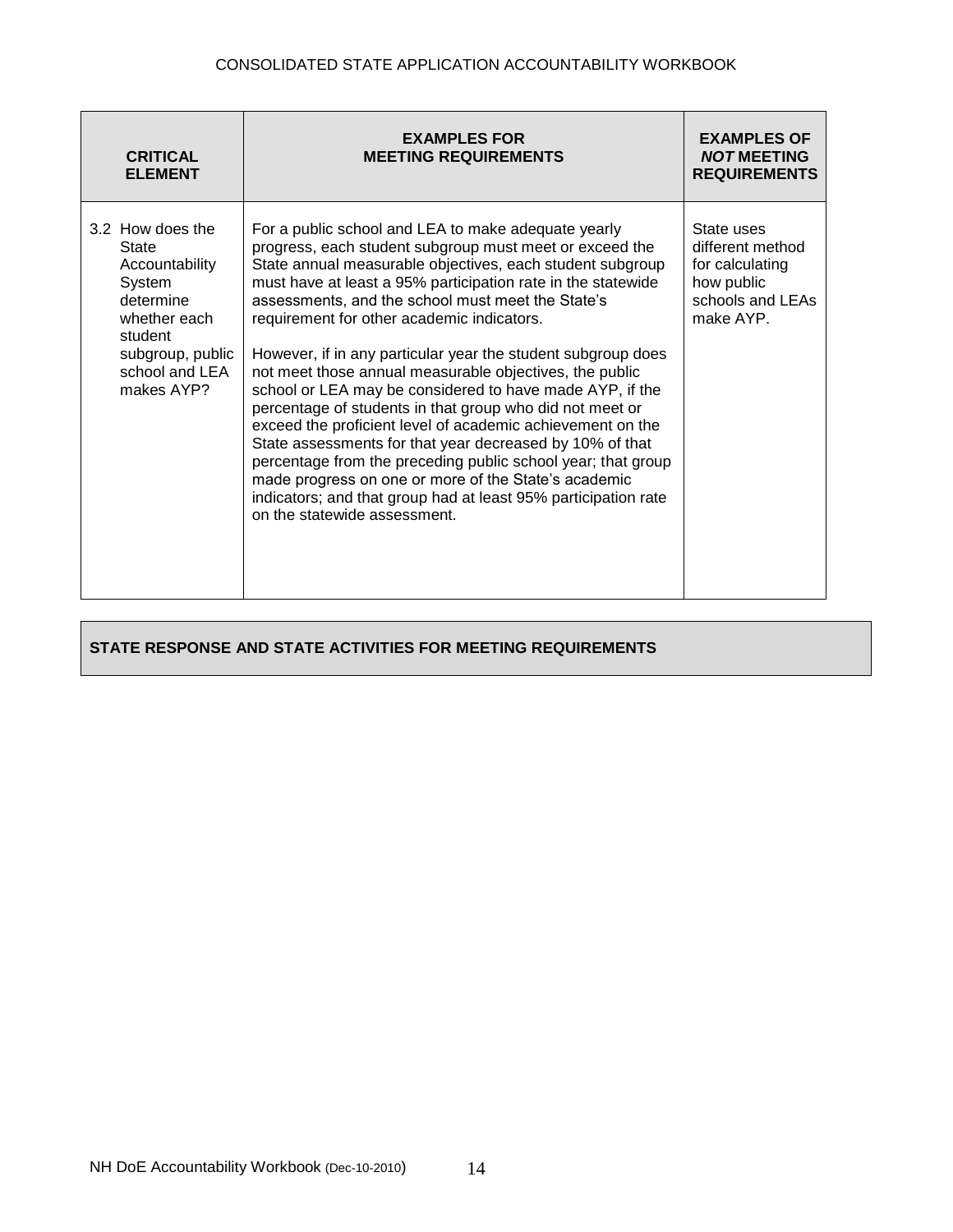| CRITICAL ELEMENT | EXAMPLES FOR MEETING REQUIREMENTS | EXAMPLES OF *NOT* MEETING REQUIREMENTS |
|---|---|---|
| 3.2 How does the State Accountability System determine whether each student subgroup, public school and LEA makes AYP? | For a public school and LEA to make adequate yearly progress, each student subgroup must meet or exceed the State annual measurable objectives, each student subgroup must have at least a 95% participation rate in the statewide assessments, and the school must meet the State's requirement for other academic indicators.<br><br>However, if in any particular year the student subgroup does not meet those annual measurable objectives, the public school or LEA may be considered to have made AYP, if the percentage of students in that group who did not meet or exceed the proficient level of academic achievement on the State assessments for that year decreased by 10% of that percentage from the preceding public school year; that group made progress on one or more of the State's academic indicators; and that group had at least 95% participation rate on the statewide assessment. | State uses different method for calculating how public schools and LEAs make AYP. |

**STATE RESPONSE AND STATE ACTIVITIES FOR MEETING REQUIREMENTS**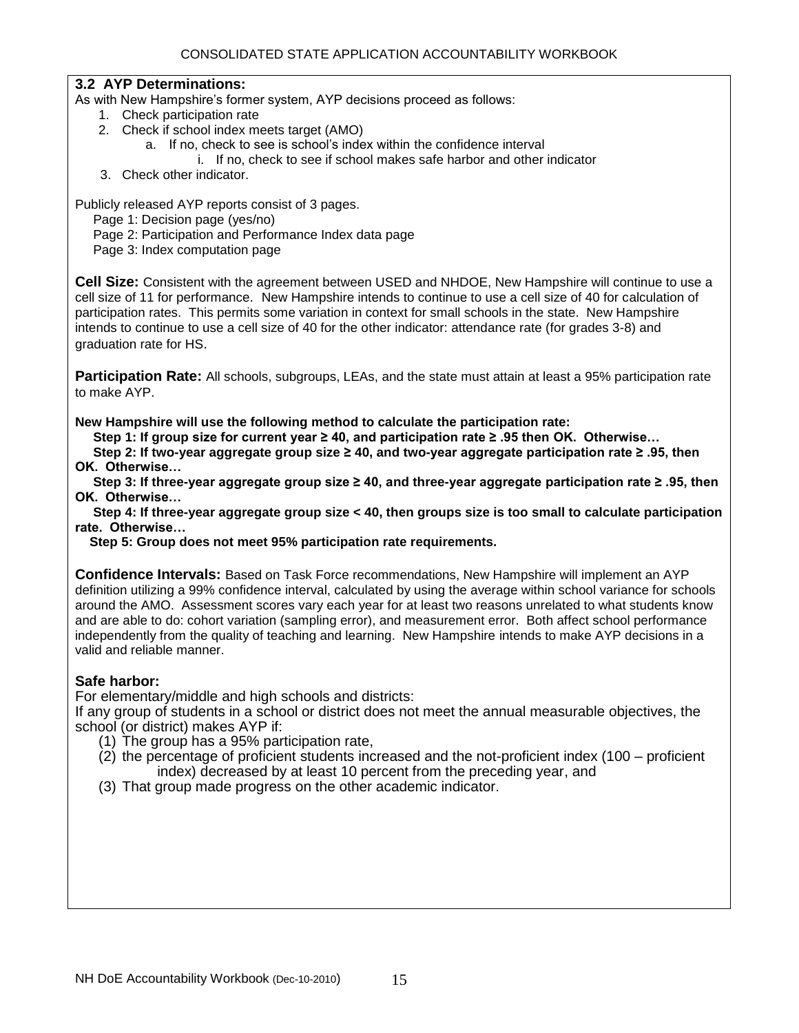### 3.2 AYP Determinations:

As with New Hampshire's former system, AYP decisions proceed as follows:

1. Check participation rate
2. Check if school index meets target (AMO)
    a. If no, check to see is school's index within the confidence interval
        i. If no, check to see if school makes safe harbor and other indicator
3. Check other indicator.

Publicly released AYP reports consist of 3 pages.

Page 1: Decision page (yes/no)
Page 2: Participation and Performance Index data page
Page 3: Index computation page

**Cell Size:** Consistent with the agreement between USED and NHDOE, New Hampshire will continue to use a cell size of 11 for performance. New Hampshire intends to continue to use a cell size of 40 for calculation of participation rates. This permits some variation in context for small schools in the state. New Hampshire intends to continue to use a cell size of 40 for the other indicator: attendance rate (for grades 3-8) and graduation rate for HS.

**Participation Rate:** All schools, subgroups, LEAs, and the state must attain at least a 95% participation rate to make AYP.

**New Hampshire will use the following method to calculate the participation rate:**

**Step 1: If group size for current year ≥ 40, and participation rate ≥ .95 then OK. Otherwise…**

**Step 2: If two-year aggregate group size ≥ 40, and two-year aggregate participation rate ≥ .95, then OK. Otherwise…**

**Step 3: If three-year aggregate group size ≥ 40, and three-year aggregate participation rate ≥ .95, then OK. Otherwise…**

**Step 4: If three-year aggregate group size < 40, then groups size is too small to calculate participation rate. Otherwise…**

**Step 5: Group does not meet 95% participation rate requirements.**

**Confidence Intervals:** Based on Task Force recommendations, New Hampshire will implement an AYP definition utilizing a 99% confidence interval, calculated by using the average within school variance for schools around the AMO. Assessment scores vary each year for at least two reasons unrelated to what students know and are able to do: cohort variation (sampling error), and measurement error. Both affect school performance independently from the quality of teaching and learning. New Hampshire intends to make AYP decisions in a valid and reliable manner.

**Safe harbor:**

For elementary/middle and high schools and districts:

If any group of students in a school or district does not meet the annual measurable objectives, the school (or district) makes AYP if:

(1) The group has a 95% participation rate,
(2) the percentage of proficient students increased and the not-proficient index (100 – proficient index) decreased by at least 10 percent from the preceding year, and
(3) That group made progress on the other academic indicator.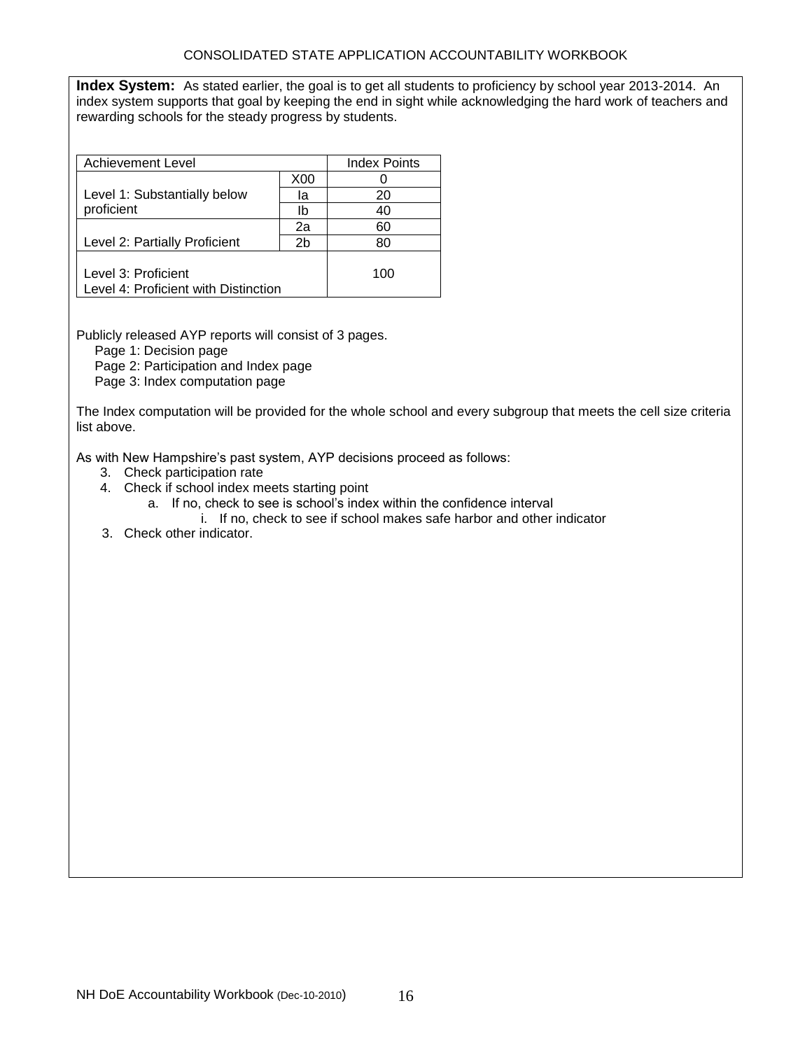**Index System:** As stated earlier, the goal is to get all students to proficiency by school year 2013-2014. An index system supports that goal by keeping the end in sight while acknowledging the hard work of teachers and rewarding schools for the steady progress by students.

| Achievement Level | | Index Points |
|---|---|---|
| Level 1: Substantially below proficient | X00 | 0 |
| | Ia | 20 |
| | Ib | 40 |
| Level 2: Partially Proficient | 2a | 60 |
| | 2b | 80 |
| Level 3: Proficient<br>Level 4: Proficient with Distinction | | 100 |

Publicly released AYP reports will consist of 3 pages.

Page 1: Decision page
Page 2: Participation and Index page
Page 3: Index computation page

The Index computation will be provided for the whole school and every subgroup that meets the cell size criteria list above.

As with New Hampshire's past system, AYP decisions proceed as follows:

3. Check participation rate
4. Check if school index meets starting point
   a. If no, check to see is school's index within the confidence interval
      i. If no, check to see if school makes safe harbor and other indicator
3. Check other indicator.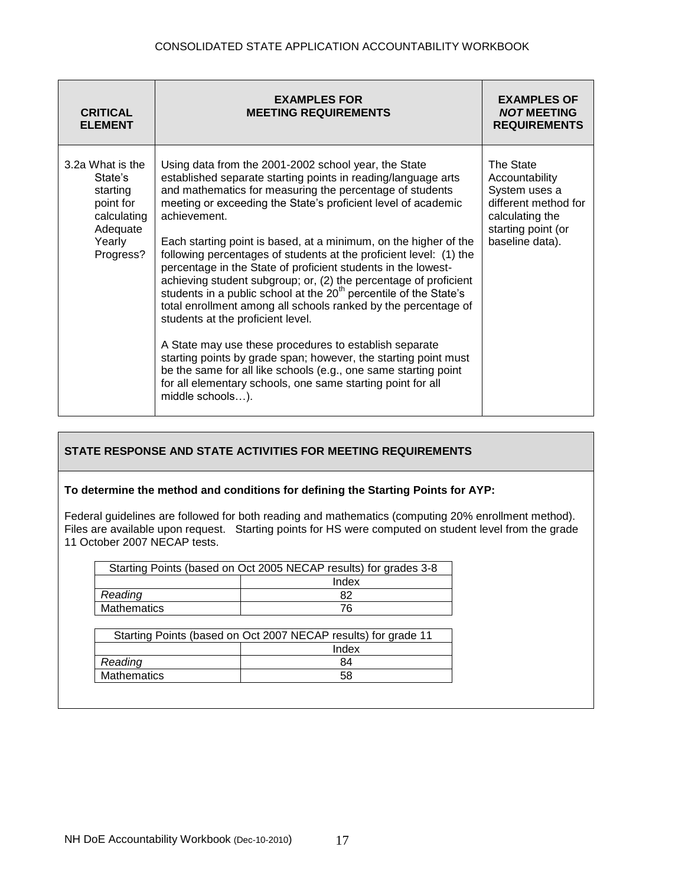| CRITICAL ELEMENT | EXAMPLES FOR MEETING REQUIREMENTS | EXAMPLES OF *NOT* MEETING REQUIREMENTS |
|---|---|---|
| 3.2a What is the State's starting point for calculating Adequate Yearly Progress? | Using data from the 2001-2002 school year, the State established separate starting points in reading/language arts and mathematics for measuring the percentage of students meeting or exceeding the State's proficient level of academic achievement.<br><br>Each starting point is based, at a minimum, on the higher of the following percentages of students at the proficient level: (1) the percentage in the State of proficient students in the lowest-achieving student subgroup; or, (2) the percentage of proficient students in a public school at the 20th percentile of the State's total enrollment among all schools ranked by the percentage of students at the proficient level.<br><br>A State may use these procedures to establish separate starting points by grade span; however, the starting point must be the same for all like schools (e.g., one same starting point for all elementary schools, one same starting point for all middle schools…). | The State Accountability System uses a different method for calculating the starting point (or baseline data). |

## STATE RESPONSE AND STATE ACTIVITIES FOR MEETING REQUIREMENTS

**To determine the method and conditions for defining the Starting Points for AYP:**

Federal guidelines are followed for both reading and mathematics (computing 20% enrollment method). Files are available upon request. Starting points for HS were computed on student level from the grade 11 October 2007 NECAP tests.

| Starting Points (based on Oct 2005 NECAP results) for grades 3-8 | |
|---|---|
| | Index |
| *Reading* | 82 |
| Mathematics | 76 |

| Starting Points (based on Oct 2007 NECAP results) for grade 11 | |
|---|---|
| | Index |
| *Reading* | 84 |
| Mathematics | 58 |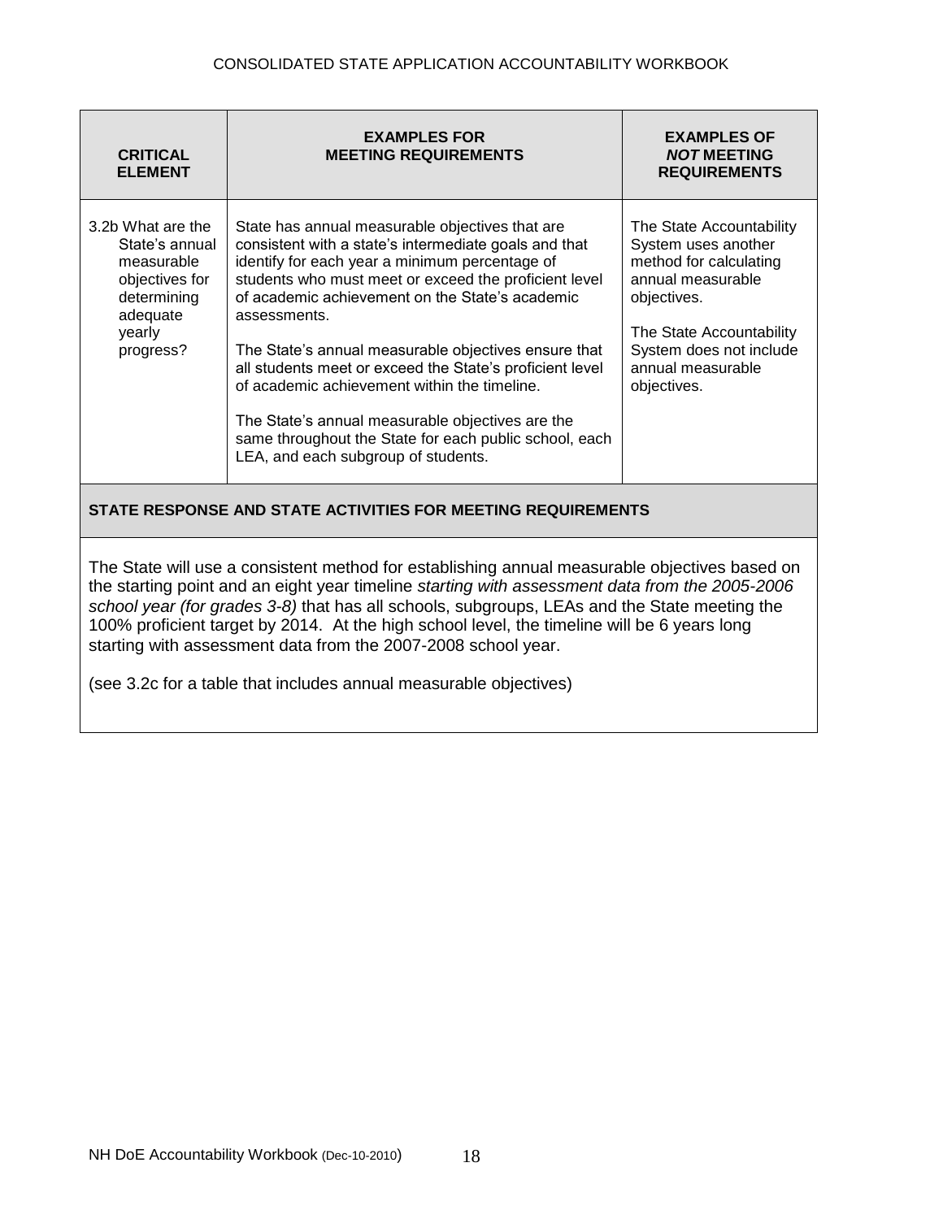| CRITICAL ELEMENT | EXAMPLES FOR MEETING REQUIREMENTS | EXAMPLES OF *NOT* MEETING REQUIREMENTS |
|---|---|---|
| 3.2b What are the State's annual measurable objectives for determining adequate yearly progress? | State has annual measurable objectives that are consistent with a state's intermediate goals and that identify for each year a minimum percentage of students who must meet or exceed the proficient level of academic achievement on the State's academic assessments.<br><br>The State's annual measurable objectives ensure that all students meet or exceed the State's proficient level of academic achievement within the timeline.<br><br>The State's annual measurable objectives are the same throughout the State for each public school, each LEA, and each subgroup of students. | The State Accountability System uses another method for calculating annual measurable objectives.<br><br>The State Accountability System does not include annual measurable objectives. |

**STATE RESPONSE AND STATE ACTIVITIES FOR MEETING REQUIREMENTS**

The State will use a consistent method for establishing annual measurable objectives based on the starting point and an eight year timeline *starting with assessment data from the 2005-2006 school year (for grades 3-8)* that has all schools, subgroups, LEAs and the State meeting the 100% proficient target by 2014. At the high school level, the timeline will be 6 years long starting with assessment data from the 2007-2008 school year.

(see 3.2c for a table that includes annual measurable objectives)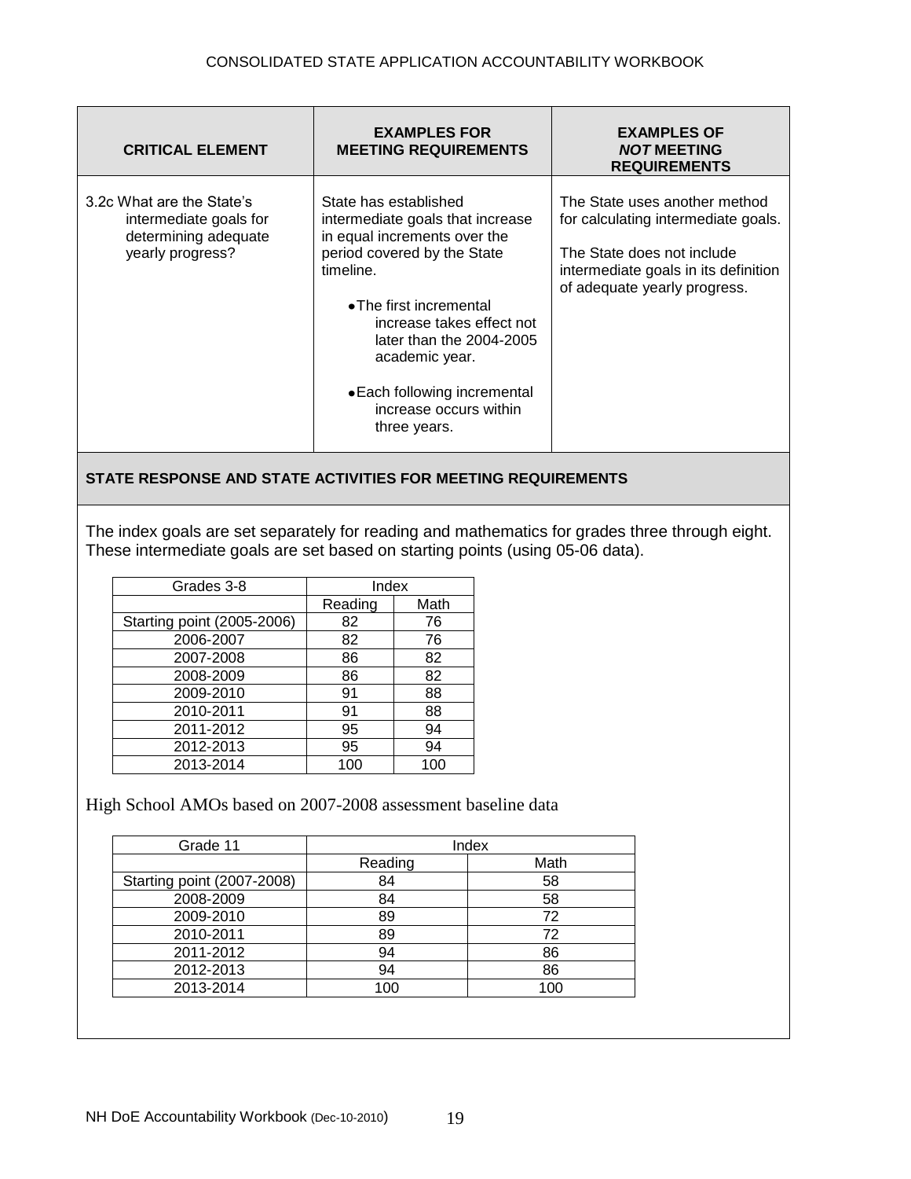| CRITICAL ELEMENT | EXAMPLES FOR MEETING REQUIREMENTS | EXAMPLES OF *NOT* MEETING REQUIREMENTS |
|---|---|---|
| 3.2c What are the State's intermediate goals for determining adequate yearly progress? | State has established intermediate goals that increase in equal increments over the period covered by the State timeline.<br><br>• The first incremental increase takes effect not later than the 2004-2005 academic year.<br><br>• Each following incremental increase occurs within three years. | The State uses another method for calculating intermediate goals.<br><br>The State does not include intermediate goals in its definition of adequate yearly progress. |

**STATE RESPONSE AND STATE ACTIVITIES FOR MEETING REQUIREMENTS**

The index goals are set separately for reading and mathematics for grades three through eight. These intermediate goals are set based on starting points (using 05-06 data).

| Grades 3-8 | Index | |
|---|---|---|
| | Reading | Math |
| Starting point (2005-2006) | 82 | 76 |
| 2006-2007 | 82 | 76 |
| 2007-2008 | 86 | 82 |
| 2008-2009 | 86 | 82 |
| 2009-2010 | 91 | 88 |
| 2010-2011 | 91 | 88 |
| 2011-2012 | 95 | 94 |
| 2012-2013 | 95 | 94 |
| 2013-2014 | 100 | 100 |

High School AMOs based on 2007-2008 assessment baseline data

| Grade 11 | Index | |
|---|---|---|
| | Reading | Math |
| Starting point (2007-2008) | 84 | 58 |
| 2008-2009 | 84 | 58 |
| 2009-2010 | 89 | 72 |
| 2010-2011 | 89 | 72 |
| 2011-2012 | 94 | 86 |
| 2012-2013 | 94 | 86 |
| 2013-2014 | 100 | 100 |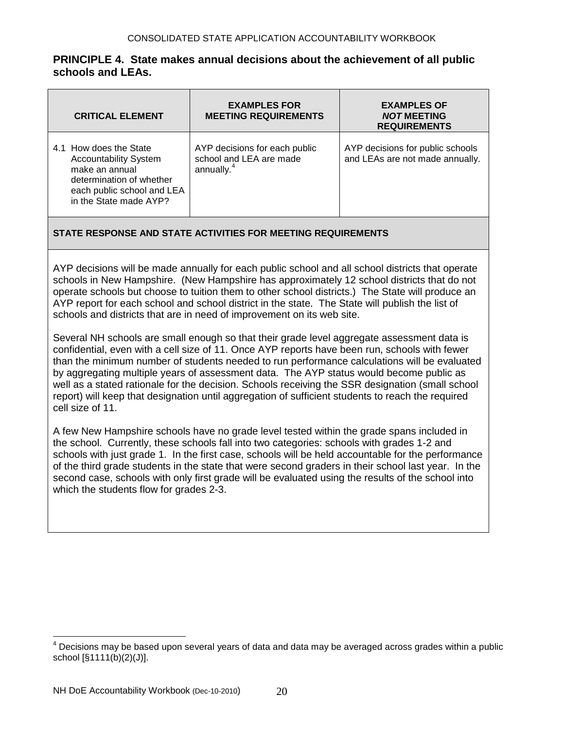## PRINCIPLE 4. State makes annual decisions about the achievement of all public schools and LEAs.

| CRITICAL ELEMENT | EXAMPLES FOR MEETING REQUIREMENTS | EXAMPLES OF *NOT* MEETING REQUIREMENTS |
|---|---|---|
| 4.1 How does the State Accountability System make an annual determination of whether each public school and LEA in the State made AYP? | AYP decisions for each public school and LEA are made annually.[4] | AYP decisions for public schools and LEAs are not made annually. |

**STATE RESPONSE AND STATE ACTIVITIES FOR MEETING REQUIREMENTS**

AYP decisions will be made annually for each public school and all school districts that operate schools in New Hampshire. (New Hampshire has approximately 12 school districts that do not operate schools but choose to tuition them to other school districts.) The State will produce an AYP report for each school and school district in the state. The State will publish the list of schools and districts that are in need of improvement on its web site.

Several NH schools are small enough so that their grade level aggregate assessment data is confidential, even with a cell size of 11. Once AYP reports have been run, schools with fewer than the minimum number of students needed to run performance calculations will be evaluated by aggregating multiple years of assessment data. The AYP status would become public as well as a stated rationale for the decision. Schools receiving the SSR designation (small school report) will keep that designation until aggregation of sufficient students to reach the required cell size of 11.

A few New Hampshire schools have no grade level tested within the grade spans included in the school. Currently, these schools fall into two categories: schools with grades 1-2 and schools with just grade 1. In the first case, schools will be held accountable for the performance of the third grade students in the state that were second graders in their school last year. In the second case, schools with only first grade will be evaluated using the results of the school into which the students flow for grades 2-3.

[4] Decisions may be based upon several years of data and data may be averaged across grades within a public school [§1111(b)(2)(J)].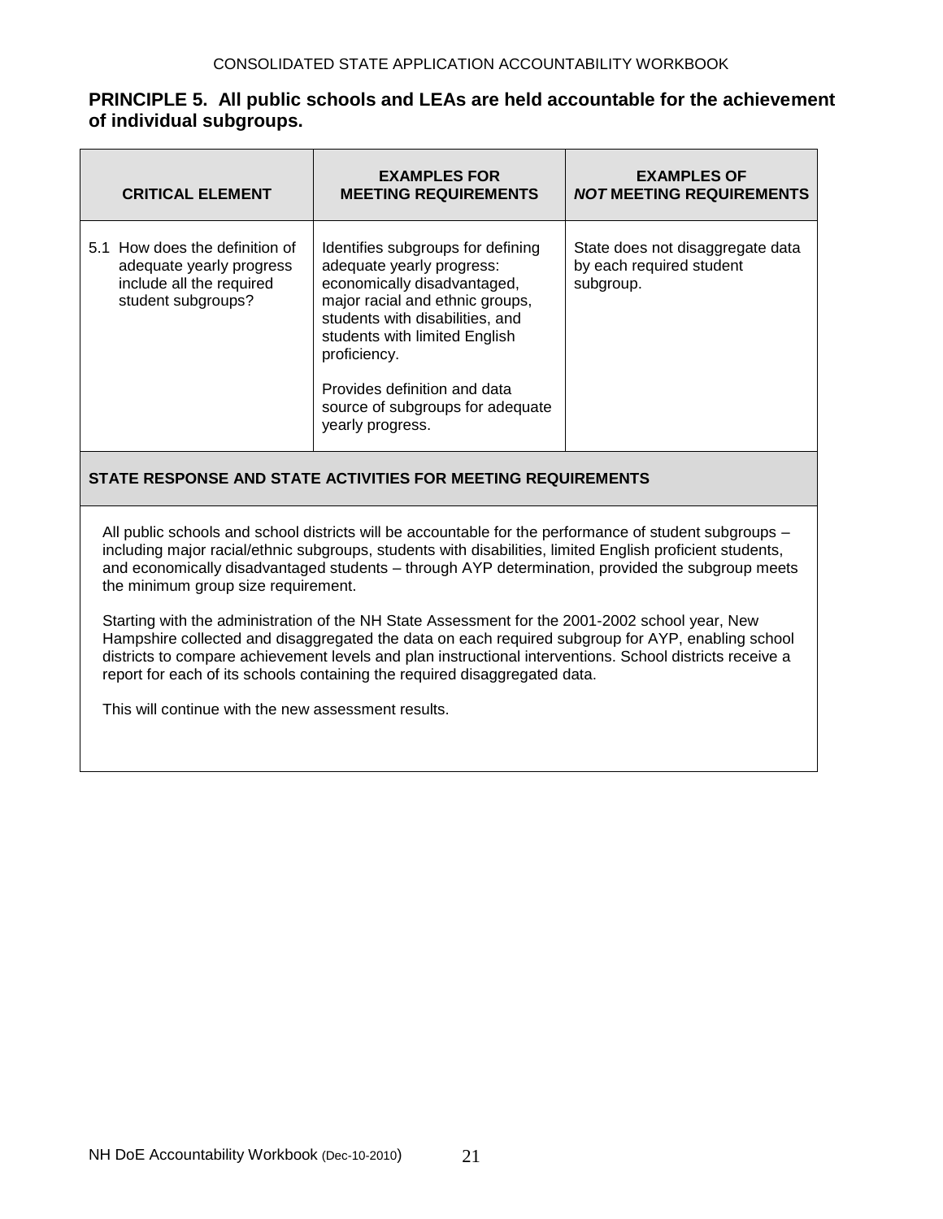## PRINCIPLE 5. All public schools and LEAs are held accountable for the achievement of individual subgroups.

| CRITICAL ELEMENT | EXAMPLES FOR MEETING REQUIREMENTS | EXAMPLES OF *NOT* MEETING REQUIREMENTS |
|---|---|---|
| 5.1 How does the definition of adequate yearly progress include all the required student subgroups? | Identifies subgroups for defining adequate yearly progress: economically disadvantaged, major racial and ethnic groups, students with disabilities, and students with limited English proficiency.<br><br>Provides definition and data source of subgroups for adequate yearly progress. | State does not disaggregate data by each required student subgroup. |

**STATE RESPONSE AND STATE ACTIVITIES FOR MEETING REQUIREMENTS**

All public schools and school districts will be accountable for the performance of student subgroups – including major racial/ethnic subgroups, students with disabilities, limited English proficient students, and economically disadvantaged students – through AYP determination, provided the subgroup meets the minimum group size requirement.

Starting with the administration of the NH State Assessment for the 2001-2002 school year, New Hampshire collected and disaggregated the data on each required subgroup for AYP, enabling school districts to compare achievement levels and plan instructional interventions. School districts receive a report for each of its schools containing the required disaggregated data.

This will continue with the new assessment results.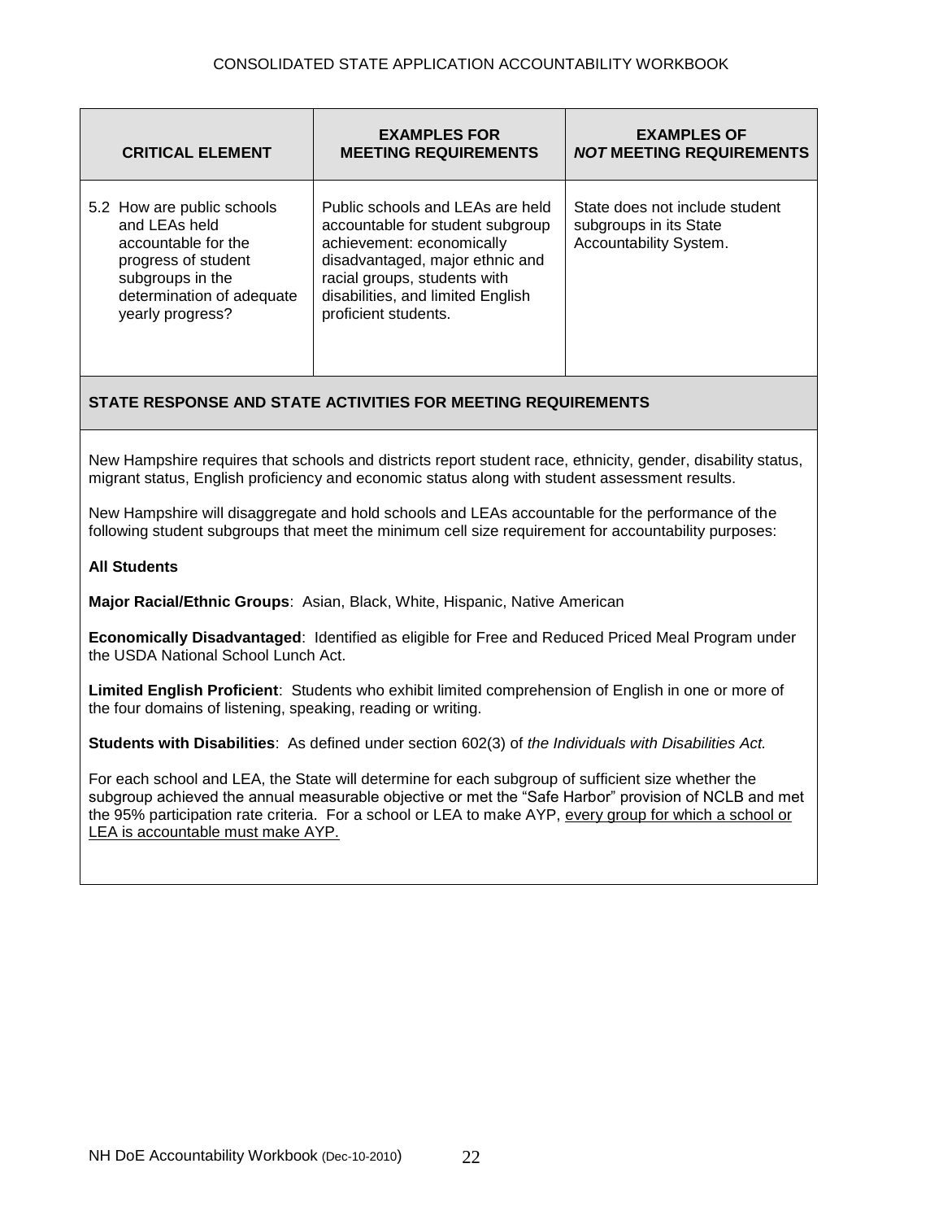| CRITICAL ELEMENT | EXAMPLES FOR MEETING REQUIREMENTS | EXAMPLES OF *NOT* MEETING REQUIREMENTS |
|---|---|---|
| 5.2 How are public schools and LEAs held accountable for the progress of student subgroups in the determination of adequate yearly progress? | Public schools and LEAs are held accountable for student subgroup achievement: economically disadvantaged, major ethnic and racial groups, students with disabilities, and limited English proficient students. | State does not include student subgroups in its State Accountability System. |

**STATE RESPONSE AND STATE ACTIVITIES FOR MEETING REQUIREMENTS**

New Hampshire requires that schools and districts report student race, ethnicity, gender, disability status, migrant status, English proficiency and economic status along with student assessment results.

New Hampshire will disaggregate and hold schools and LEAs accountable for the performance of the following student subgroups that meet the minimum cell size requirement for accountability purposes:

**All Students**

**Major Racial/Ethnic Groups**: Asian, Black, White, Hispanic, Native American

**Economically Disadvantaged**: Identified as eligible for Free and Reduced Priced Meal Program under the USDA National School Lunch Act.

**Limited English Proficient**: Students who exhibit limited comprehension of English in one or more of the four domains of listening, speaking, reading or writing.

**Students with Disabilities**: As defined under section 602(3) of *the Individuals with Disabilities Act.*

For each school and LEA, the State will determine for each subgroup of sufficient size whether the subgroup achieved the annual measurable objective or met the "Safe Harbor" provision of NCLB and met the 95% participation rate criteria. For a school or LEA to make AYP, <u>every group for which a school or LEA is accountable must make AYP.</u>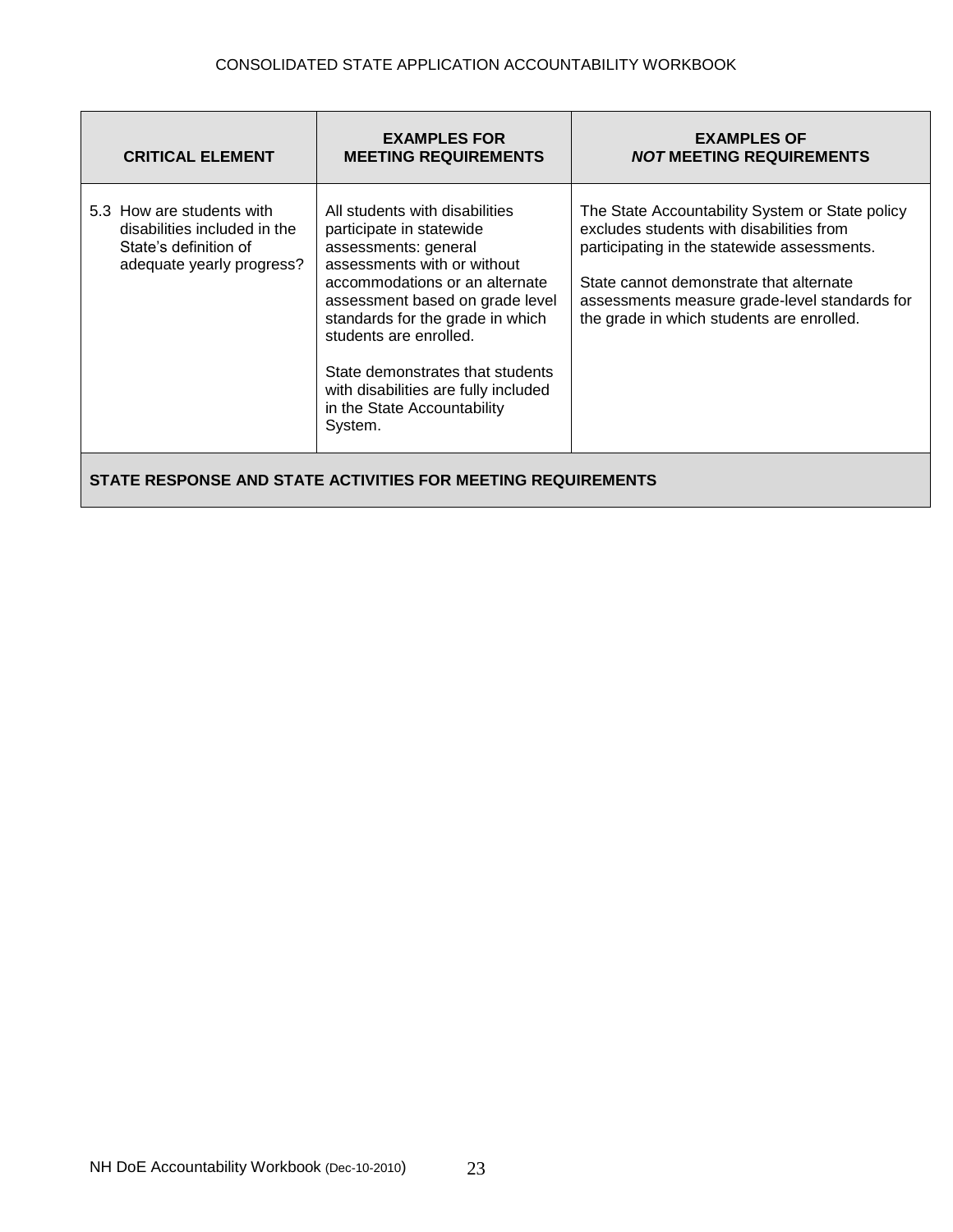| CRITICAL ELEMENT | EXAMPLES FOR MEETING REQUIREMENTS | EXAMPLES OF *NOT* MEETING REQUIREMENTS |
| --- | --- | --- |
| 5.3 How are students with disabilities included in the State's definition of adequate yearly progress? | All students with disabilities participate in statewide assessments: general assessments with or without accommodations or an alternate assessment based on grade level standards for the grade in which students are enrolled.<br><br>State demonstrates that students with disabilities are fully included in the State Accountability System. | The State Accountability System or State policy excludes students with disabilities from participating in the statewide assessments.<br><br>State cannot demonstrate that alternate assessments measure grade-level standards for the grade in which students are enrolled. |

**STATE RESPONSE AND STATE ACTIVITIES FOR MEETING REQUIREMENTS**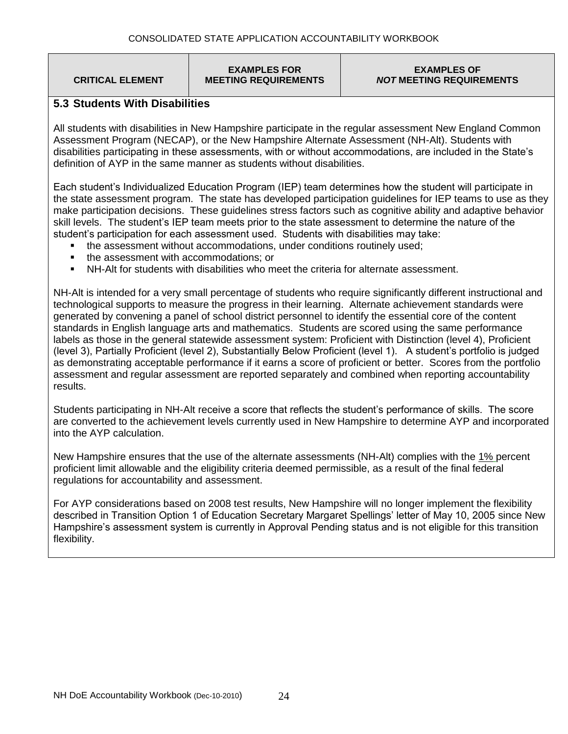| CRITICAL ELEMENT | EXAMPLES FOR MEETING REQUIREMENTS | EXAMPLES OF *NOT* MEETING REQUIREMENTS |
| --- | --- | --- |

### 5.3 Students With Disabilities

All students with disabilities in New Hampshire participate in the regular assessment New England Common Assessment Program (NECAP), or the New Hampshire Alternate Assessment (NH-Alt). Students with disabilities participating in these assessments, with or without accommodations, are included in the State's definition of AYP in the same manner as students without disabilities.

Each student's Individualized Education Program (IEP) team determines how the student will participate in the state assessment program. The state has developed participation guidelines for IEP teams to use as they make participation decisions. These guidelines stress factors such as cognitive ability and adaptive behavior skill levels. The student's IEP team meets prior to the state assessment to determine the nature of the student's participation for each assessment used. Students with disabilities may take:

- the assessment without accommodations, under conditions routinely used;
- the assessment with accommodations; or
- NH-Alt for students with disabilities who meet the criteria for alternate assessment.

NH-Alt is intended for a very small percentage of students who require significantly different instructional and technological supports to measure the progress in their learning. Alternate achievement standards were generated by convening a panel of school district personnel to identify the essential core of the content standards in English language arts and mathematics. Students are scored using the same performance labels as those in the general statewide assessment system: Proficient with Distinction (level 4), Proficient (level 3), Partially Proficient (level 2), Substantially Below Proficient (level 1). A student's portfolio is judged as demonstrating acceptable performance if it earns a score of proficient or better. Scores from the portfolio assessment and regular assessment are reported separately and combined when reporting accountability results.

Students participating in NH-Alt receive a score that reflects the student's performance of skills. The score are converted to the achievement levels currently used in New Hampshire to determine AYP and incorporated into the AYP calculation.

New Hampshire ensures that the use of the alternate assessments (NH-Alt) complies with the 1% percent proficient limit allowable and the eligibility criteria deemed permissible, as a result of the final federal regulations for accountability and assessment.

For AYP considerations based on 2008 test results, New Hampshire will no longer implement the flexibility described in Transition Option 1 of Education Secretary Margaret Spellings' letter of May 10, 2005 since New Hampshire's assessment system is currently in Approval Pending status and is not eligible for this transition flexibility.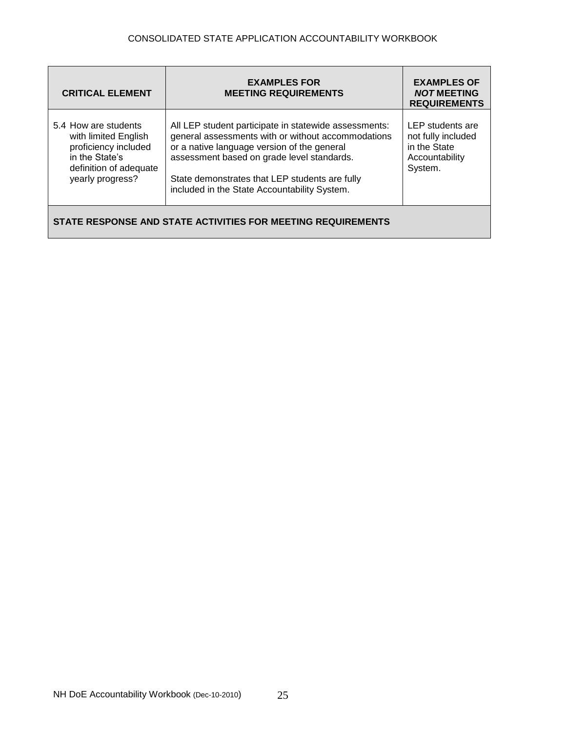| CRITICAL ELEMENT | EXAMPLES FOR MEETING REQUIREMENTS | EXAMPLES OF *NOT* MEETING REQUIREMENTS |
| --- | --- | --- |
| 5.4 How are students with limited English proficiency included in the State's definition of adequate yearly progress? | All LEP student participate in statewide assessments: general assessments with or without accommodations or a native language version of the general assessment based on grade level standards.<br><br>State demonstrates that LEP students are fully included in the State Accountability System. | LEP students are not fully included in the State Accountability System. |
| **STATE RESPONSE AND STATE ACTIVITIES FOR MEETING REQUIREMENTS** | | |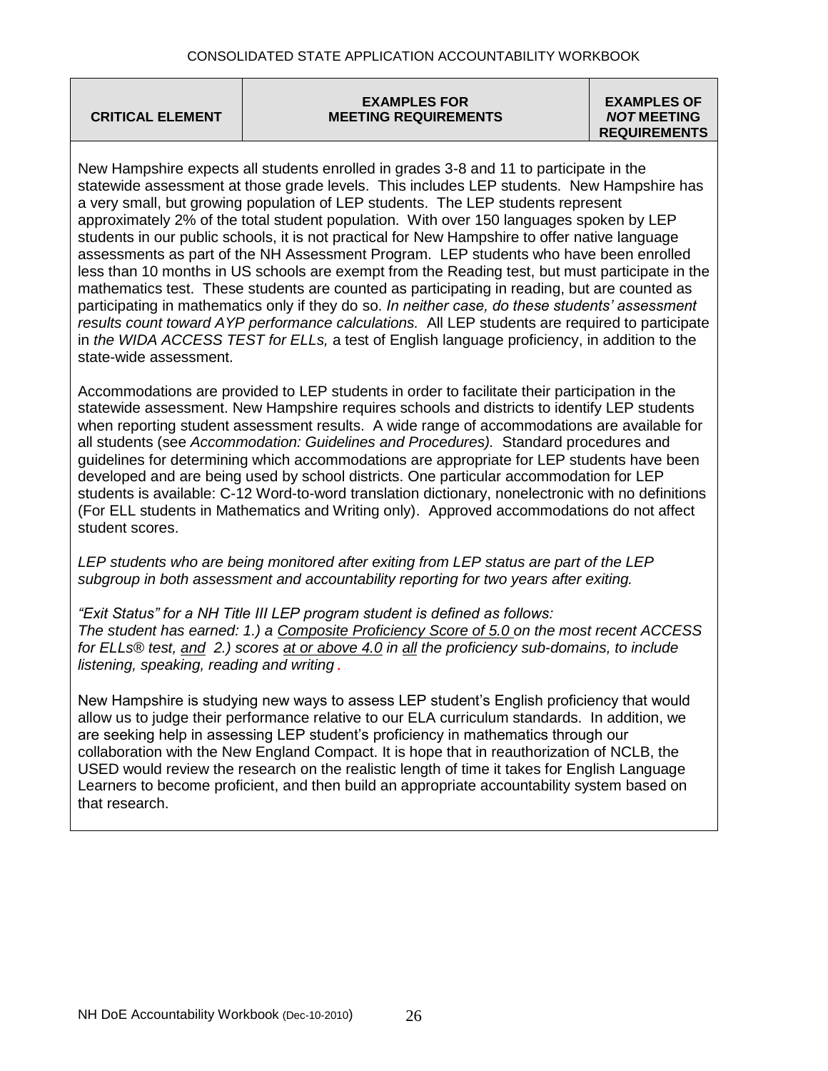| CRITICAL ELEMENT | EXAMPLES FOR MEETING REQUIREMENTS | EXAMPLES OF *NOT* MEETING REQUIREMENTS |
| --- | --- | --- |

New Hampshire expects all students enrolled in grades 3-8 and 11 to participate in the statewide assessment at those grade levels. This includes LEP students. New Hampshire has a very small, but growing population of LEP students. The LEP students represent approximately 2% of the total student population. With over 150 languages spoken by LEP students in our public schools, it is not practical for New Hampshire to offer native language assessments as part of the NH Assessment Program. LEP students who have been enrolled less than 10 months in US schools are exempt from the Reading test, but must participate in the mathematics test. These students are counted as participating in reading, but are counted as participating in mathematics only if they do so. *In neither case, do these students' assessment results count toward AYP performance calculations.* All LEP students are required to participate in *the WIDA ACCESS TEST for ELLs,* a test of English language proficiency, in addition to the state-wide assessment.

Accommodations are provided to LEP students in order to facilitate their participation in the statewide assessment. New Hampshire requires schools and districts to identify LEP students when reporting student assessment results. A wide range of accommodations are available for all students (see *Accommodation: Guidelines and Procedures).* Standard procedures and guidelines for determining which accommodations are appropriate for LEP students have been developed and are being used by school districts. One particular accommodation for LEP students is available: C-12 Word-to-word translation dictionary, nonelectronic with no definitions (For ELL students in Mathematics and Writing only). Approved accommodations do not affect student scores.

*LEP students who are being monitored after exiting from LEP status are part of the LEP subgroup in both assessment and accountability reporting for two years after exiting.*

*"Exit Status" for a NH Title III LEP program student is defined as follows:*
*The student has earned: 1.) a Composite Proficiency Score of 5.0 on the most recent ACCESS for ELLs® test, and 2.) scores at or above 4.0 in all the proficiency sub-domains, to include listening, speaking, reading and writing .*

New Hampshire is studying new ways to assess LEP student's English proficiency that would allow us to judge their performance relative to our ELA curriculum standards. In addition, we are seeking help in assessing LEP student's proficiency in mathematics through our collaboration with the New England Compact. It is hope that in reauthorization of NCLB, the USED would review the research on the realistic length of time it takes for English Language Learners to become proficient, and then build an appropriate accountability system based on that research.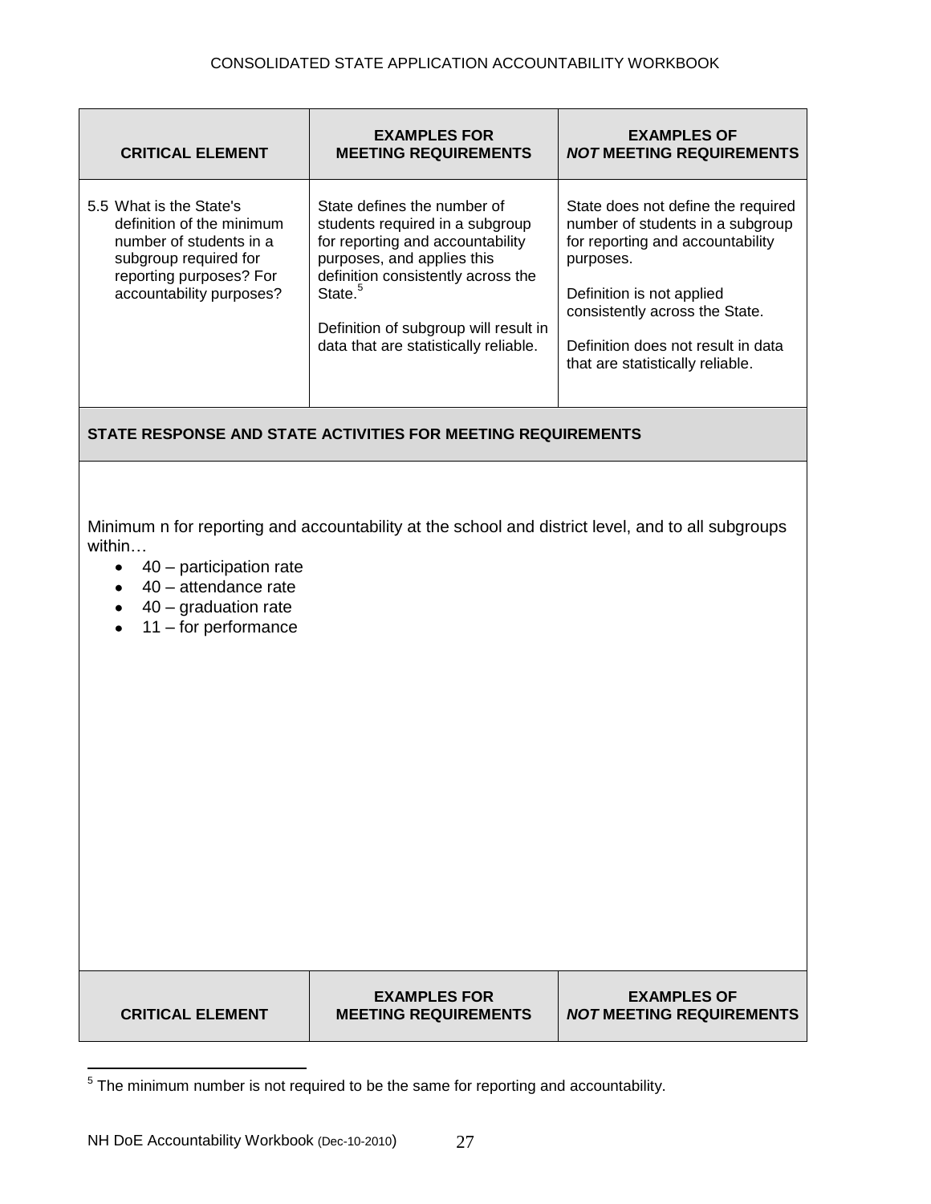| CRITICAL ELEMENT | EXAMPLES FOR MEETING REQUIREMENTS | EXAMPLES OF *NOT* MEETING REQUIREMENTS |
|---|---|---|
| 5.5 What is the State's definition of the minimum number of students in a subgroup required for reporting purposes? For accountability purposes? | State defines the number of students required in a subgroup for reporting and accountability purposes, and applies this definition consistently across the State.[5]<br><br>Definition of subgroup will result in data that are statistically reliable. | State does not define the required number of students in a subgroup for reporting and accountability purposes.<br><br>Definition is not applied consistently across the State.<br><br>Definition does not result in data that are statistically reliable. |

**STATE RESPONSE AND STATE ACTIVITIES FOR MEETING REQUIREMENTS**

Minimum n for reporting and accountability at the school and district level, and to all subgroups within…

- 40 – participation rate
- 40 – attendance rate
- 40 – graduation rate
- 11 – for performance

| CRITICAL ELEMENT | EXAMPLES FOR MEETING REQUIREMENTS | EXAMPLES OF *NOT* MEETING REQUIREMENTS |
|---|---|---|

[5] The minimum number is not required to be the same for reporting and accountability.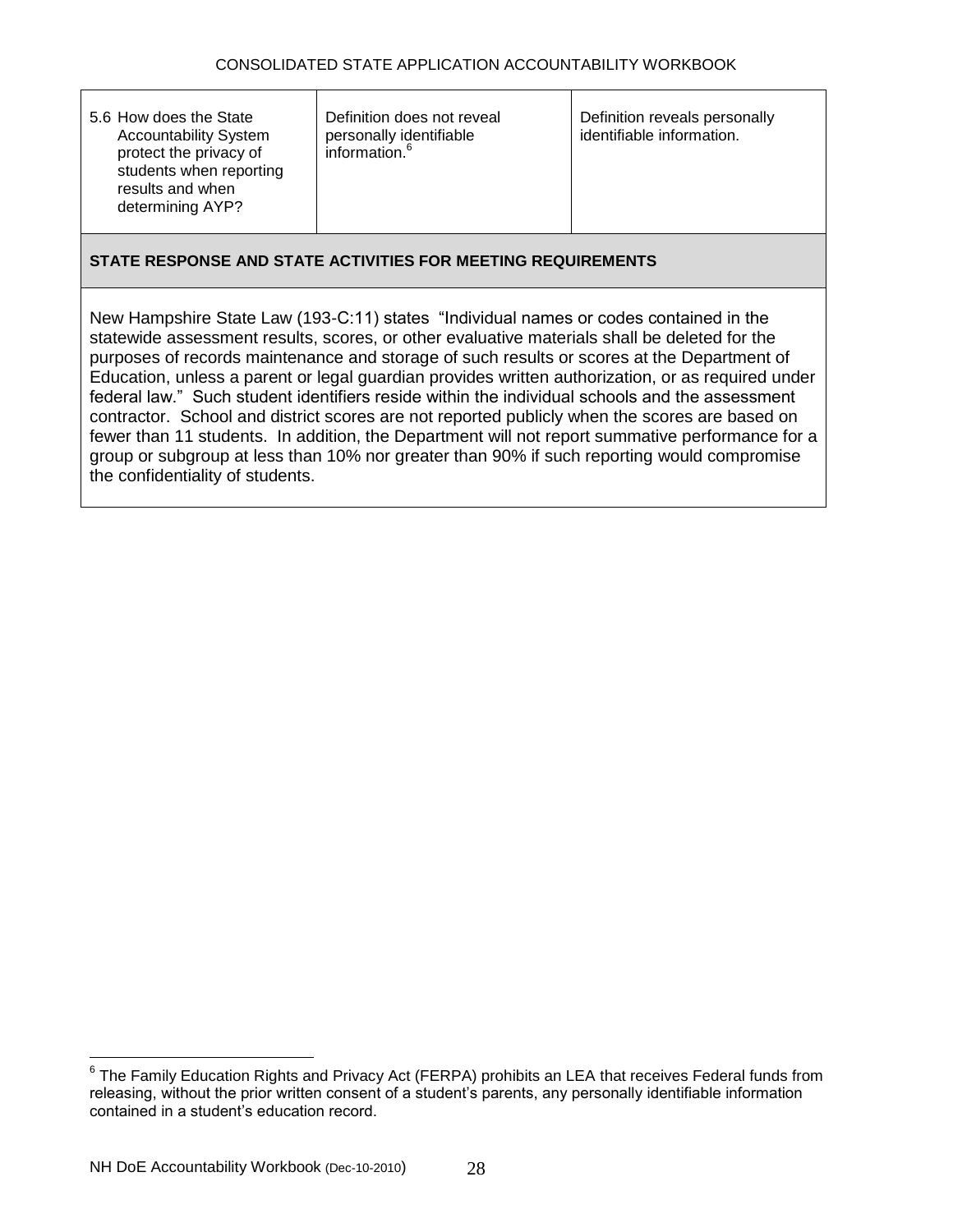| 5.6 How does the State Accountability System protect the privacy of students when reporting results and when determining AYP? | Definition does not reveal personally identifiable information.[6] | Definition reveals personally identifiable information. |
|---|---|---|

**STATE RESPONSE AND STATE ACTIVITIES FOR MEETING REQUIREMENTS**

New Hampshire State Law (193-C:11) states "Individual names or codes contained in the statewide assessment results, scores, or other evaluative materials shall be deleted for the purposes of records maintenance and storage of such results or scores at the Department of Education, unless a parent or legal guardian provides written authorization, or as required under federal law." Such student identifiers reside within the individual schools and the assessment contractor. School and district scores are not reported publicly when the scores are based on fewer than 11 students. In addition, the Department will not report summative performance for a group or subgroup at less than 10% nor greater than 90% if such reporting would compromise the confidentiality of students.

[6] The Family Education Rights and Privacy Act (FERPA) prohibits an LEA that receives Federal funds from releasing, without the prior written consent of a student's parents, any personally identifiable information contained in a student's education record.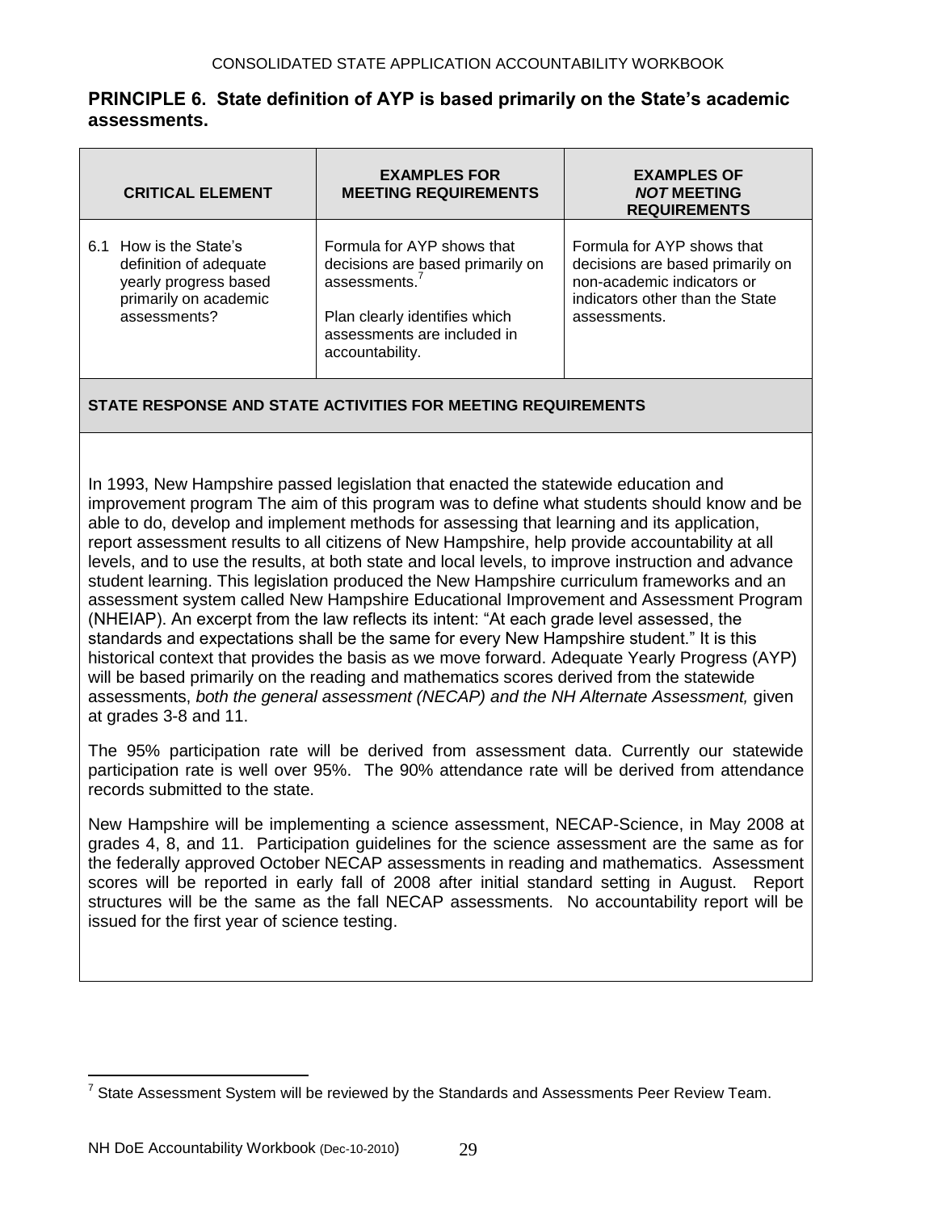## PRINCIPLE 6. State definition of AYP is based primarily on the State's academic assessments.

| CRITICAL ELEMENT | EXAMPLES FOR MEETING REQUIREMENTS | EXAMPLES OF *NOT* MEETING REQUIREMENTS |
|---|---|---|
| 6.1 How is the State's definition of adequate yearly progress based primarily on academic assessments? | Formula for AYP shows that decisions are based primarily on assessments.[7]<br><br>Plan clearly identifies which assessments are included in accountability. | Formula for AYP shows that decisions are based primarily on non-academic indicators or indicators other than the State assessments. |

**STATE RESPONSE AND STATE ACTIVITIES FOR MEETING REQUIREMENTS**

In 1993, New Hampshire passed legislation that enacted the statewide education and improvement program The aim of this program was to define what students should know and be able to do, develop and implement methods for assessing that learning and its application, report assessment results to all citizens of New Hampshire, help provide accountability at all levels, and to use the results, at both state and local levels, to improve instruction and advance student learning. This legislation produced the New Hampshire curriculum frameworks and an assessment system called New Hampshire Educational Improvement and Assessment Program (NHEIAP). An excerpt from the law reflects its intent: "At each grade level assessed, the standards and expectations shall be the same for every New Hampshire student." It is this historical context that provides the basis as we move forward. Adequate Yearly Progress (AYP) will be based primarily on the reading and mathematics scores derived from the statewide assessments, *both the general assessment (NECAP) and the NH Alternate Assessment,* given at grades 3-8 and 11.

The 95% participation rate will be derived from assessment data. Currently our statewide participation rate is well over 95%. The 90% attendance rate will be derived from attendance records submitted to the state.

New Hampshire will be implementing a science assessment, NECAP-Science, in May 2008 at grades 4, 8, and 11. Participation guidelines for the science assessment are the same as for the federally approved October NECAP assessments in reading and mathematics. Assessment scores will be reported in early fall of 2008 after initial standard setting in August. Report structures will be the same as the fall NECAP assessments. No accountability report will be issued for the first year of science testing.

[7] State Assessment System will be reviewed by the Standards and Assessments Peer Review Team.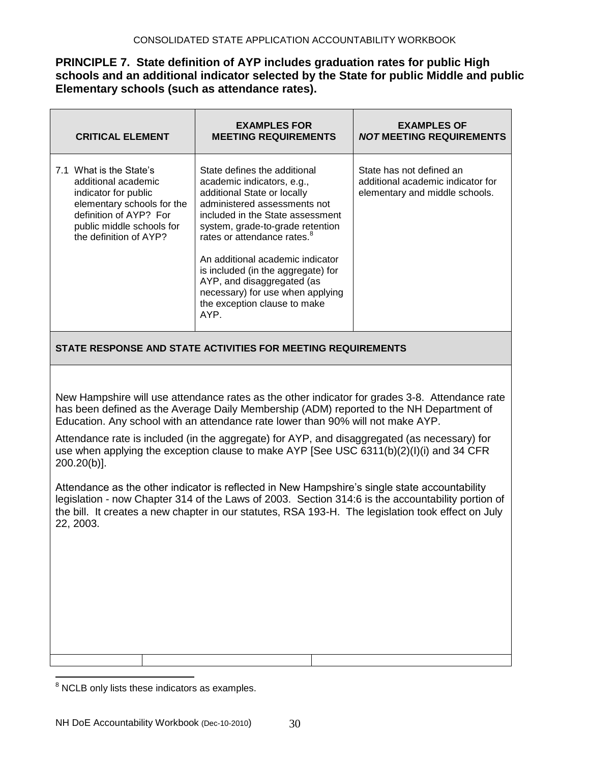**PRINCIPLE 7. State definition of AYP includes graduation rates for public High schools and an additional indicator selected by the State for public Middle and public Elementary schools (such as attendance rates).**

| CRITICAL ELEMENT | EXAMPLES FOR MEETING REQUIREMENTS | EXAMPLES OF *NOT* MEETING REQUIREMENTS |
|---|---|---|
| 7.1 What is the State's additional academic indicator for public elementary schools for the definition of AYP? For public middle schools for the definition of AYP? | State defines the additional academic indicators, e.g., additional State or locally administered assessments not included in the State assessment system, grade-to-grade retention rates or attendance rates.[8]<br><br>An additional academic indicator is included (in the aggregate) for AYP, and disaggregated (as necessary) for use when applying the exception clause to make AYP. | State has not defined an additional academic indicator for elementary and middle schools. |

**STATE RESPONSE AND STATE ACTIVITIES FOR MEETING REQUIREMENTS**

New Hampshire will use attendance rates as the other indicator for grades 3-8. Attendance rate has been defined as the Average Daily Membership (ADM) reported to the NH Department of Education. Any school with an attendance rate lower than 90% will not make AYP.

Attendance rate is included (in the aggregate) for AYP, and disaggregated (as necessary) for use when applying the exception clause to make AYP [See USC 6311(b)(2)(I)(i) and 34 CFR 200.20(b)].

Attendance as the other indicator is reflected in New Hampshire's single state accountability legislation - now Chapter 314 of the Laws of 2003. Section 314:6 is the accountability portion of the bill. It creates a new chapter in our statutes, RSA 193-H. The legislation took effect on July 22, 2003.

[8] NCLB only lists these indicators as examples.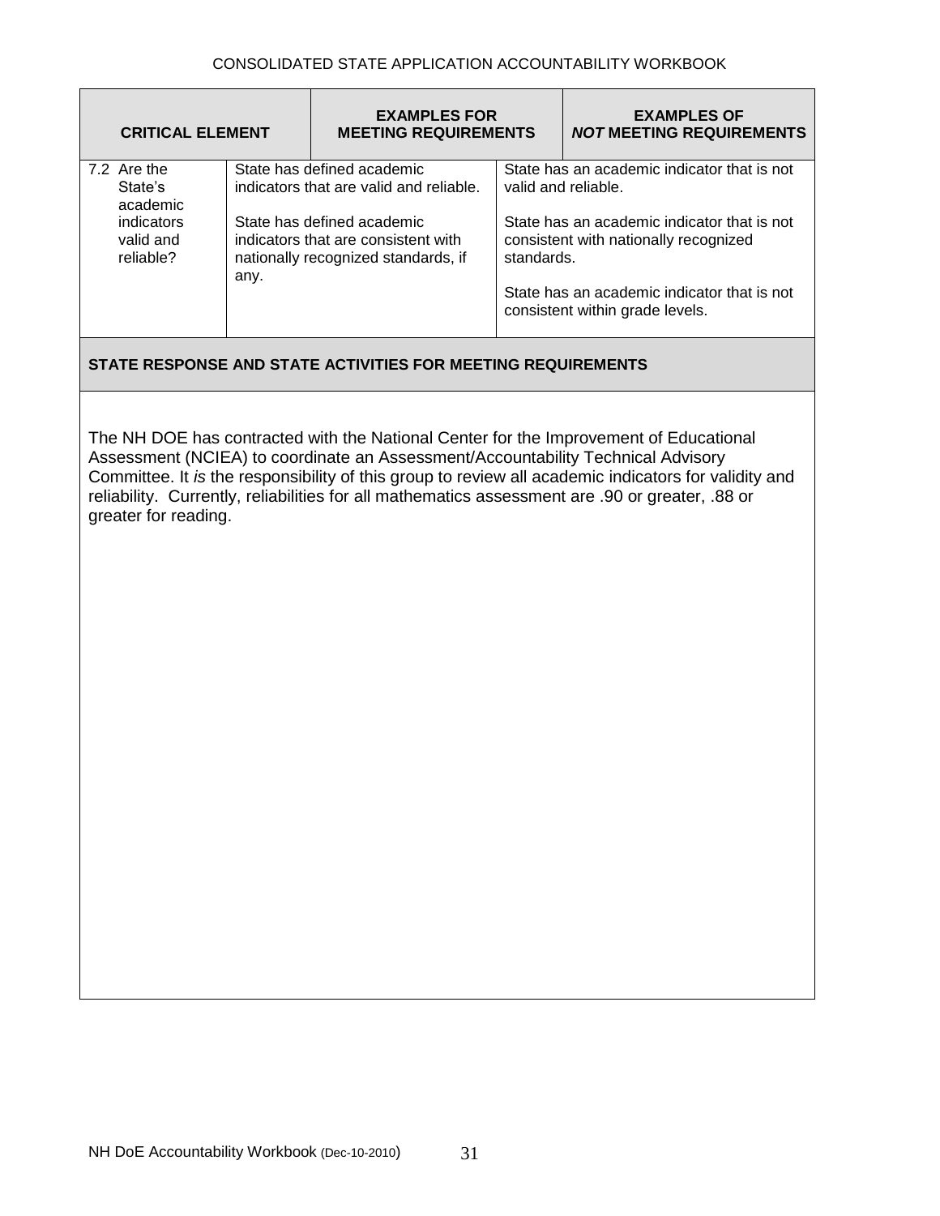| CRITICAL ELEMENT | EXAMPLES FOR MEETING REQUIREMENTS | EXAMPLES OF *NOT* MEETING REQUIREMENTS |
|---|---|---|
| 7.2 Are the State's academic indicators valid and reliable? | State has defined academic indicators that are valid and reliable.<br><br>State has defined academic indicators that are consistent with nationally recognized standards, if any. | State has an academic indicator that is not valid and reliable.<br><br>State has an academic indicator that is not consistent with nationally recognized standards.<br><br>State has an academic indicator that is not consistent within grade levels. |

**STATE RESPONSE AND STATE ACTIVITIES FOR MEETING REQUIREMENTS**

The NH DOE has contracted with the National Center for the Improvement of Educational Assessment (NCIEA) to coordinate an Assessment/Accountability Technical Advisory Committee. It *is* the responsibility of this group to review all academic indicators for validity and reliability. Currently, reliabilities for all mathematics assessment are .90 or greater, .88 or greater for reading.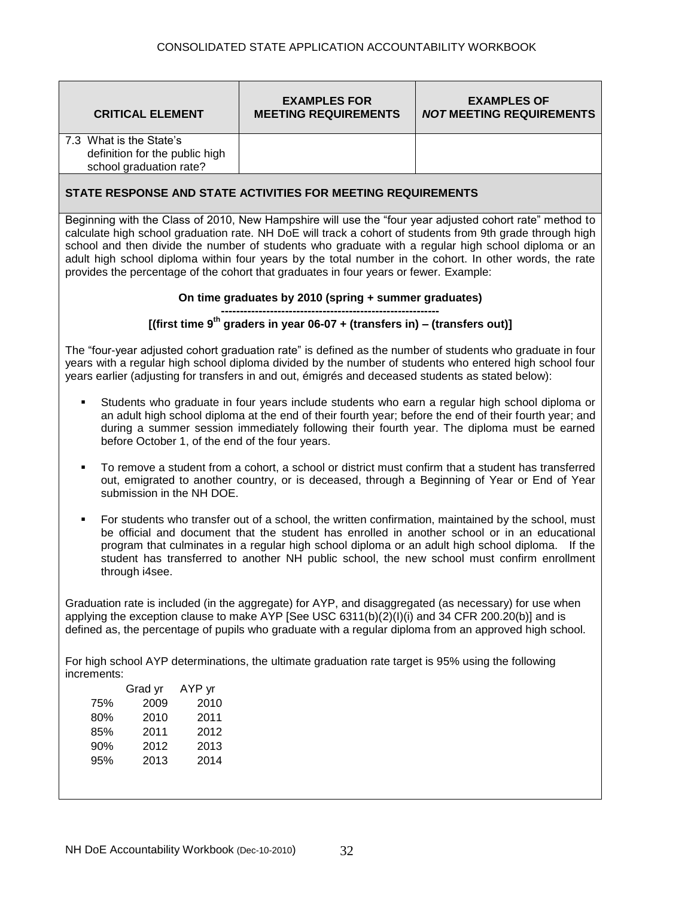| CRITICAL ELEMENT | EXAMPLES FOR MEETING REQUIREMENTS | EXAMPLES OF *NOT* MEETING REQUIREMENTS |
| --- | --- | --- |
| 7.3 What is the State's definition for the public high school graduation rate? | | |

**STATE RESPONSE AND STATE ACTIVITIES FOR MEETING REQUIREMENTS**

Beginning with the Class of 2010, New Hampshire will use the "four year adjusted cohort rate" method to calculate high school graduation rate. NH DoE will track a cohort of students from 9th grade through high school and then divide the number of students who graduate with a regular high school diploma or an adult high school diploma within four years by the total number in the cohort. In other words, the rate provides the percentage of the cohort that graduates in four years or fewer. Example:

$$\frac{\textbf{On time graduates by 2010 (spring + summer graduates)}}{\textbf{[(first time 9}^{\textbf{th}}\textbf{ graders in year 06-07 + (transfers in) – (transfers out)]}}$$

The "four-year adjusted cohort graduation rate" is defined as the number of students who graduate in four years with a regular high school diploma divided by the number of students who entered high school four years earlier (adjusting for transfers in and out, émigrés and deceased students as stated below):

- Students who graduate in four years include students who earn a regular high school diploma or an adult high school diploma at the end of their fourth year; before the end of their fourth year; and during a summer session immediately following their fourth year. The diploma must be earned before October 1, of the end of the four years.
- To remove a student from a cohort, a school or district must confirm that a student has transferred out, emigrated to another country, or is deceased, through a Beginning of Year or End of Year submission in the NH DOE.
- For students who transfer out of a school, the written confirmation, maintained by the school, must be official and document that the student has enrolled in another school or in an educational program that culminates in a regular high school diploma or an adult high school diploma. If the student has transferred to another NH public school, the new school must confirm enrollment through i4see.

Graduation rate is included (in the aggregate) for AYP, and disaggregated (as necessary) for use when applying the exception clause to make AYP [See USC 6311(b)(2)(I)(i) and 34 CFR 200.20(b)] and is defined as, the percentage of pupils who graduate with a regular diploma from an approved high school.

For high school AYP determinations, the ultimate graduation rate target is 95% using the following increments:

| | Grad yr | AYP yr |
| --- | --- | --- |
| 75% | 2009 | 2010 |
| 80% | 2010 | 2011 |
| 85% | 2011 | 2012 |
| 90% | 2012 | 2013 |
| 95% | 2013 | 2014 |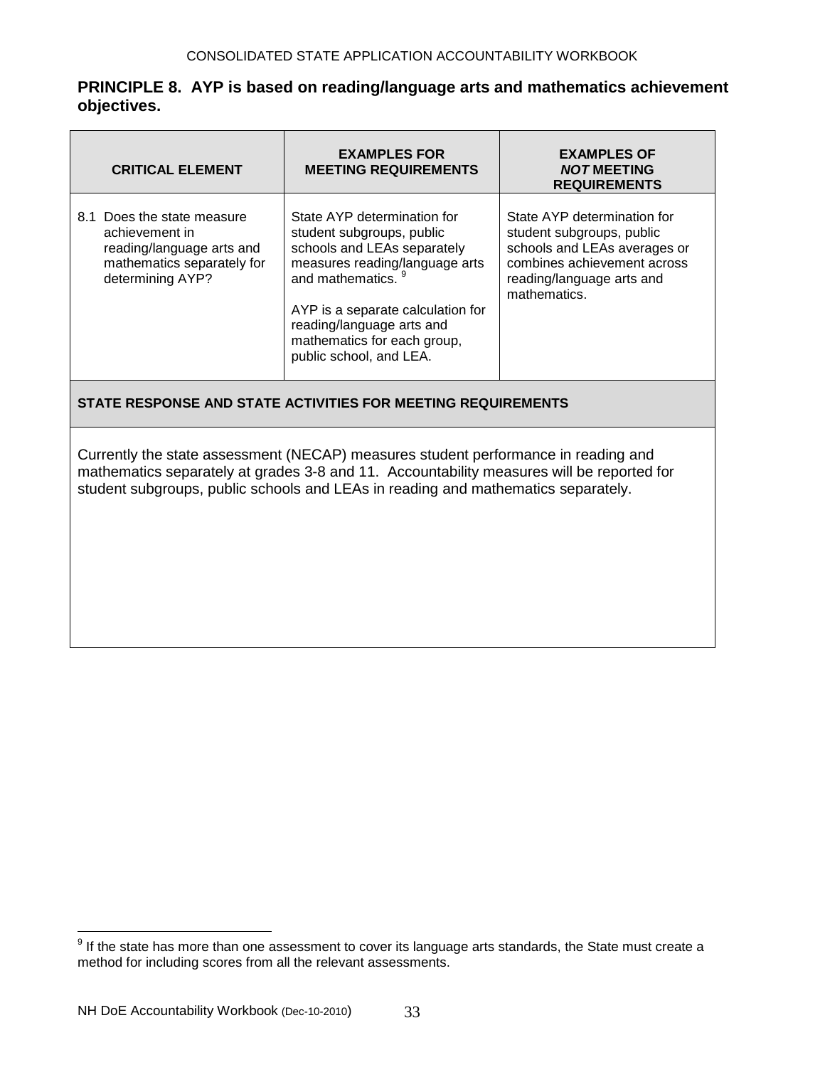**PRINCIPLE 8. AYP is based on reading/language arts and mathematics achievement objectives.**

| CRITICAL ELEMENT | EXAMPLES FOR MEETING REQUIREMENTS | EXAMPLES OF *NOT* MEETING REQUIREMENTS |
|---|---|---|
| 8.1 Does the state measure achievement in reading/language arts and mathematics separately for determining AYP? | State AYP determination for student subgroups, public schools and LEAs separately measures reading/language arts and mathematics.[9]<br><br>AYP is a separate calculation for reading/language arts and mathematics for each group, public school, and LEA. | State AYP determination for student subgroups, public schools and LEAs averages or combines achievement across reading/language arts and mathematics. |

**STATE RESPONSE AND STATE ACTIVITIES FOR MEETING REQUIREMENTS**

Currently the state assessment (NECAP) measures student performance in reading and mathematics separately at grades 3-8 and 11. Accountability measures will be reported for student subgroups, public schools and LEAs in reading and mathematics separately.

[9] If the state has more than one assessment to cover its language arts standards, the State must create a method for including scores from all the relevant assessments.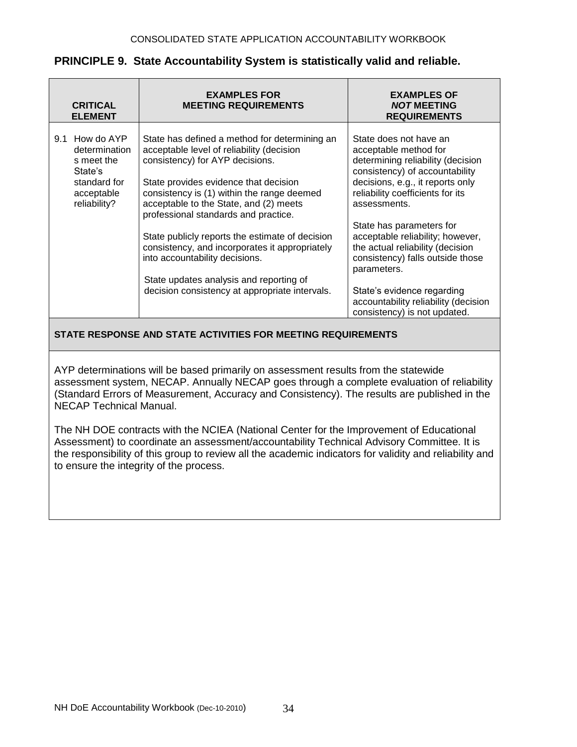## PRINCIPLE 9. State Accountability System is statistically valid and reliable.

| CRITICAL ELEMENT | EXAMPLES FOR MEETING REQUIREMENTS | EXAMPLES OF *NOT* MEETING REQUIREMENTS |
|---|---|---|
| 9.1 How do AYP determinations meet the State's standard for acceptable reliability? | State has defined a method for determining an acceptable level of reliability (decision consistency) for AYP decisions.<br><br>State provides evidence that decision consistency is (1) within the range deemed acceptable to the State, and (2) meets professional standards and practice.<br><br>State publicly reports the estimate of decision consistency, and incorporates it appropriately into accountability decisions.<br><br>State updates analysis and reporting of decision consistency at appropriate intervals. | State does not have an acceptable method for determining reliability (decision consistency) of accountability decisions, e.g., it reports only reliability coefficients for its assessments.<br><br>State has parameters for acceptable reliability; however, the actual reliability (decision consistency) falls outside those parameters.<br><br>State's evidence regarding accountability reliability (decision consistency) is not updated. |

**STATE RESPONSE AND STATE ACTIVITIES FOR MEETING REQUIREMENTS**

AYP determinations will be based primarily on assessment results from the statewide assessment system, NECAP. Annually NECAP goes through a complete evaluation of reliability (Standard Errors of Measurement, Accuracy and Consistency). The results are published in the NECAP Technical Manual.

The NH DOE contracts with the NCIEA (National Center for the Improvement of Educational Assessment) to coordinate an assessment/accountability Technical Advisory Committee. It is the responsibility of this group to review all the academic indicators for validity and reliability and to ensure the integrity of the process.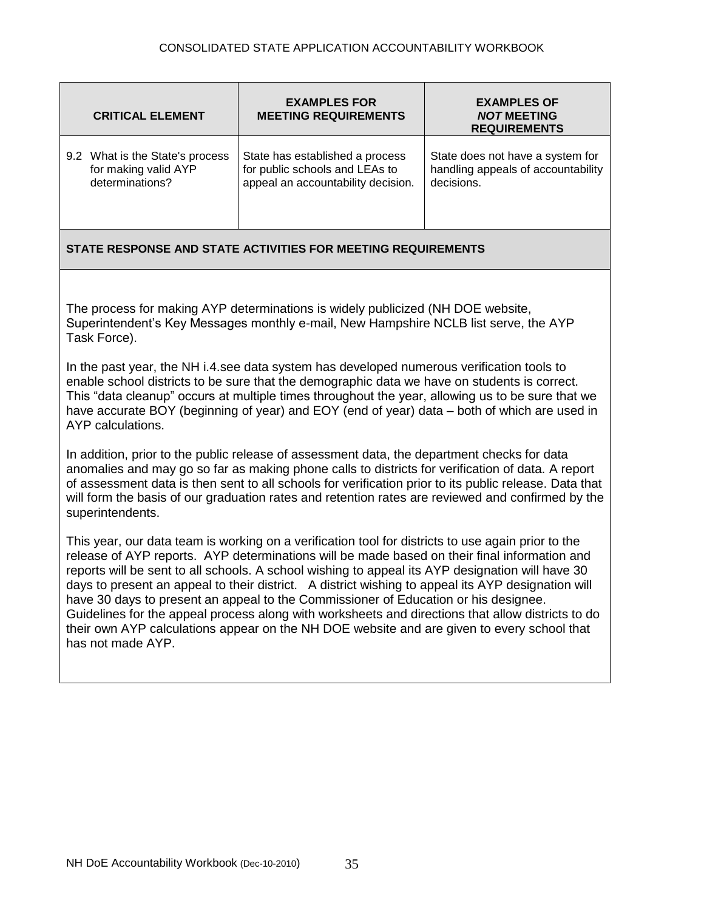| CRITICAL ELEMENT | EXAMPLES FOR MEETING REQUIREMENTS | EXAMPLES OF ***NOT*** MEETING REQUIREMENTS |
|---|---|---|
| 9.2 What is the State's process for making valid AYP determinations? | State has established a process for public schools and LEAs to appeal an accountability decision. | State does not have a system for handling appeals of accountability decisions. |

**STATE RESPONSE AND STATE ACTIVITIES FOR MEETING REQUIREMENTS**

The process for making AYP determinations is widely publicized (NH DOE website, Superintendent's Key Messages monthly e-mail, New Hampshire NCLB list serve, the AYP Task Force).

In the past year, the NH i.4.see data system has developed numerous verification tools to enable school districts to be sure that the demographic data we have on students is correct. This "data cleanup" occurs at multiple times throughout the year, allowing us to be sure that we have accurate BOY (beginning of year) and EOY (end of year) data – both of which are used in AYP calculations.

In addition, prior to the public release of assessment data, the department checks for data anomalies and may go so far as making phone calls to districts for verification of data. A report of assessment data is then sent to all schools for verification prior to its public release. Data that will form the basis of our graduation rates and retention rates are reviewed and confirmed by the superintendents.

This year, our data team is working on a verification tool for districts to use again prior to the release of AYP reports. AYP determinations will be made based on their final information and reports will be sent to all schools. A school wishing to appeal its AYP designation will have 30 days to present an appeal to their district. A district wishing to appeal its AYP designation will have 30 days to present an appeal to the Commissioner of Education or his designee. Guidelines for the appeal process along with worksheets and directions that allow districts to do their own AYP calculations appear on the NH DOE website and are given to every school that has not made AYP.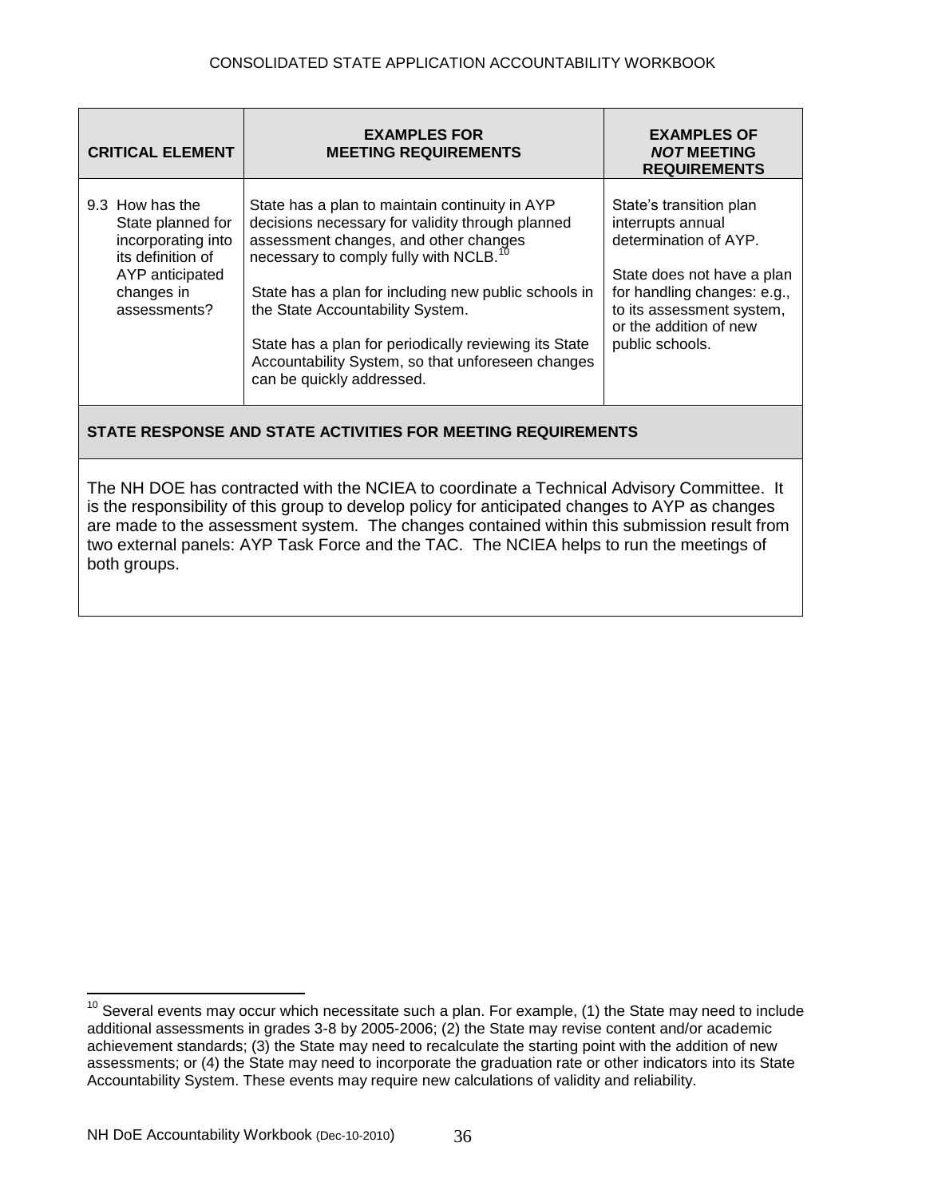| CRITICAL ELEMENT | EXAMPLES FOR MEETING REQUIREMENTS | EXAMPLES OF *NOT* MEETING REQUIREMENTS |
|---|---|---|
| 9.3 How has the State planned for incorporating into its definition of AYP anticipated changes in assessments? | State has a plan to maintain continuity in AYP decisions necessary for validity through planned assessment changes, and other changes necessary to comply fully with NCLB.[10]<br><br>State has a plan for including new public schools in the State Accountability System.<br><br>State has a plan for periodically reviewing its State Accountability System, so that unforeseen changes can be quickly addressed. | State's transition plan interrupts annual determination of AYP.<br><br>State does not have a plan for handling changes: e.g., to its assessment system, or the addition of new public schools. |

**STATE RESPONSE AND STATE ACTIVITIES FOR MEETING REQUIREMENTS**

The NH DOE has contracted with the NCIEA to coordinate a Technical Advisory Committee. It is the responsibility of this group to develop policy for anticipated changes to AYP as changes are made to the assessment system. The changes contained within this submission result from two external panels: AYP Task Force and the TAC. The NCIEA helps to run the meetings of both groups.

[10] Several events may occur which necessitate such a plan. For example, (1) the State may need to include additional assessments in grades 3-8 by 2005-2006; (2) the State may revise content and/or academic achievement standards; (3) the State may need to recalculate the starting point with the addition of new assessments; or (4) the State may need to incorporate the graduation rate or other indicators into its State Accountability System. These events may require new calculations of validity and reliability.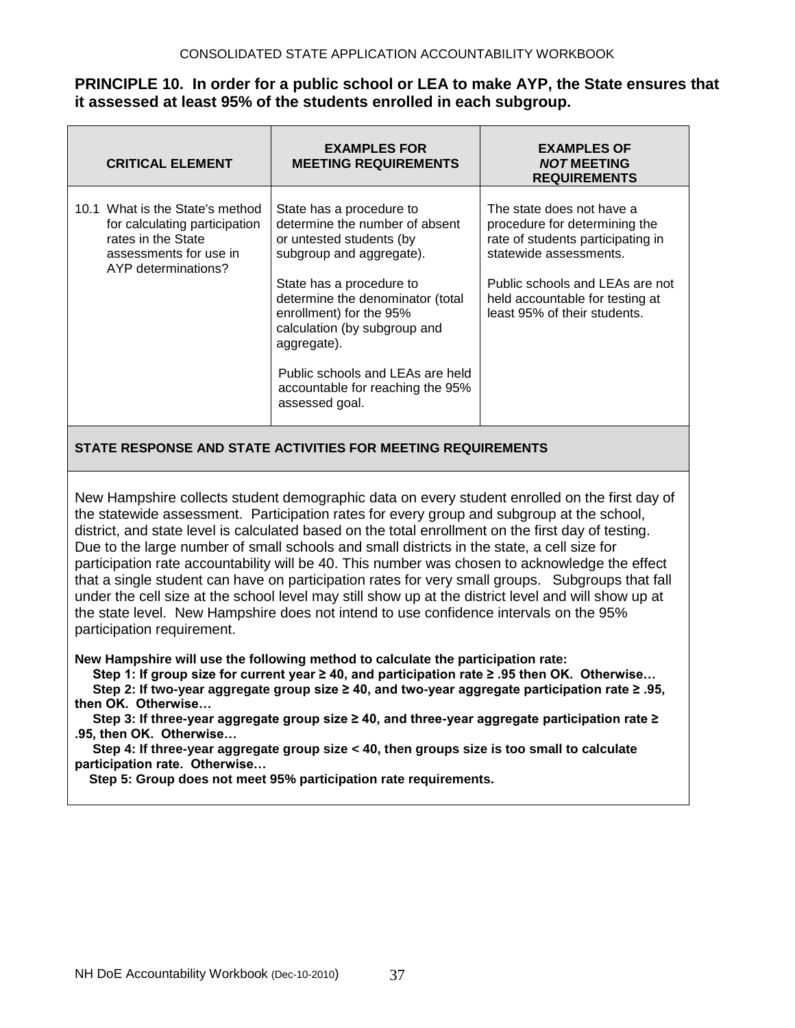**PRINCIPLE 10. In order for a public school or LEA to make AYP, the State ensures that it assessed at least 95% of the students enrolled in each subgroup.**

| CRITICAL ELEMENT | EXAMPLES FOR MEETING REQUIREMENTS | EXAMPLES OF *NOT* MEETING REQUIREMENTS |
|---|---|---|
| 10.1 What is the State's method for calculating participation rates in the State assessments for use in AYP determinations? | State has a procedure to determine the number of absent or untested students (by subgroup and aggregate).<br><br>State has a procedure to determine the denominator (total enrollment) for the 95% calculation (by subgroup and aggregate).<br><br>Public schools and LEAs are held accountable for reaching the 95% assessed goal. | The state does not have a procedure for determining the rate of students participating in statewide assessments.<br><br>Public schools and LEAs are not held accountable for testing at least 95% of their students. |

**STATE RESPONSE AND STATE ACTIVITIES FOR MEETING REQUIREMENTS**

New Hampshire collects student demographic data on every student enrolled on the first day of the statewide assessment. Participation rates for every group and subgroup at the school, district, and state level is calculated based on the total enrollment on the first day of testing. Due to the large number of small schools and small districts in the state, a cell size for participation rate accountability will be 40. This number was chosen to acknowledge the effect that a single student can have on participation rates for very small groups. Subgroups that fall under the cell size at the school level may still show up at the district level and will show up at the state level. New Hampshire does not intend to use confidence intervals on the 95% participation requirement.

**New Hampshire will use the following method to calculate the participation rate:**

**Step 1: If group size for current year ≥ 40, and participation rate ≥ .95 then OK. Otherwise…**

**Step 2: If two-year aggregate group size ≥ 40, and two-year aggregate participation rate ≥ .95, then OK. Otherwise…**

**Step 3: If three-year aggregate group size ≥ 40, and three-year aggregate participation rate ≥ .95, then OK. Otherwise…**

**Step 4: If three-year aggregate group size < 40, then groups size is too small to calculate participation rate. Otherwise…**

**Step 5: Group does not meet 95% participation rate requirements.**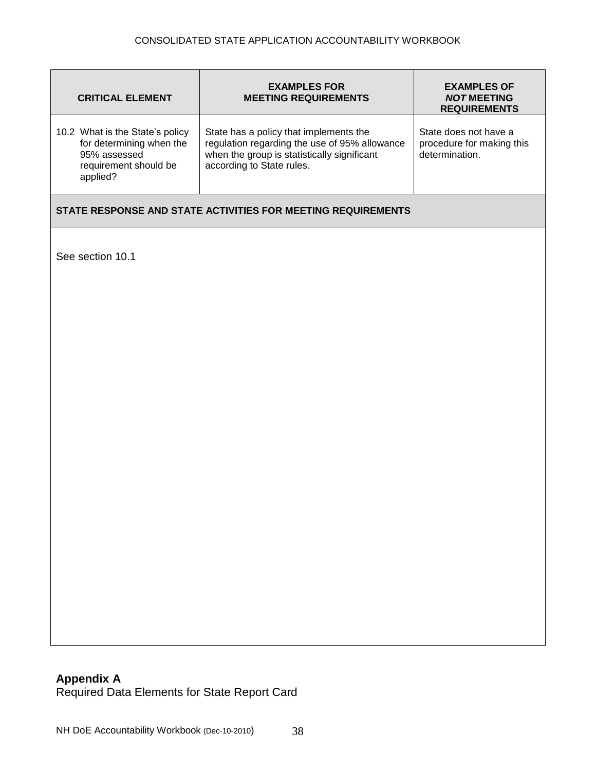| CRITICAL ELEMENT | EXAMPLES FOR MEETING REQUIREMENTS | EXAMPLES OF *NOT* MEETING REQUIREMENTS |
|---|---|---|
| 10.2 What is the State's policy for determining when the 95% assessed requirement should be applied? | State has a policy that implements the regulation regarding the use of 95% allowance when the group is statistically significant according to State rules. | State does not have a procedure for making this determination. |

**STATE RESPONSE AND STATE ACTIVITIES FOR MEETING REQUIREMENTS**

See section 10.1

## Appendix A

Required Data Elements for State Report Card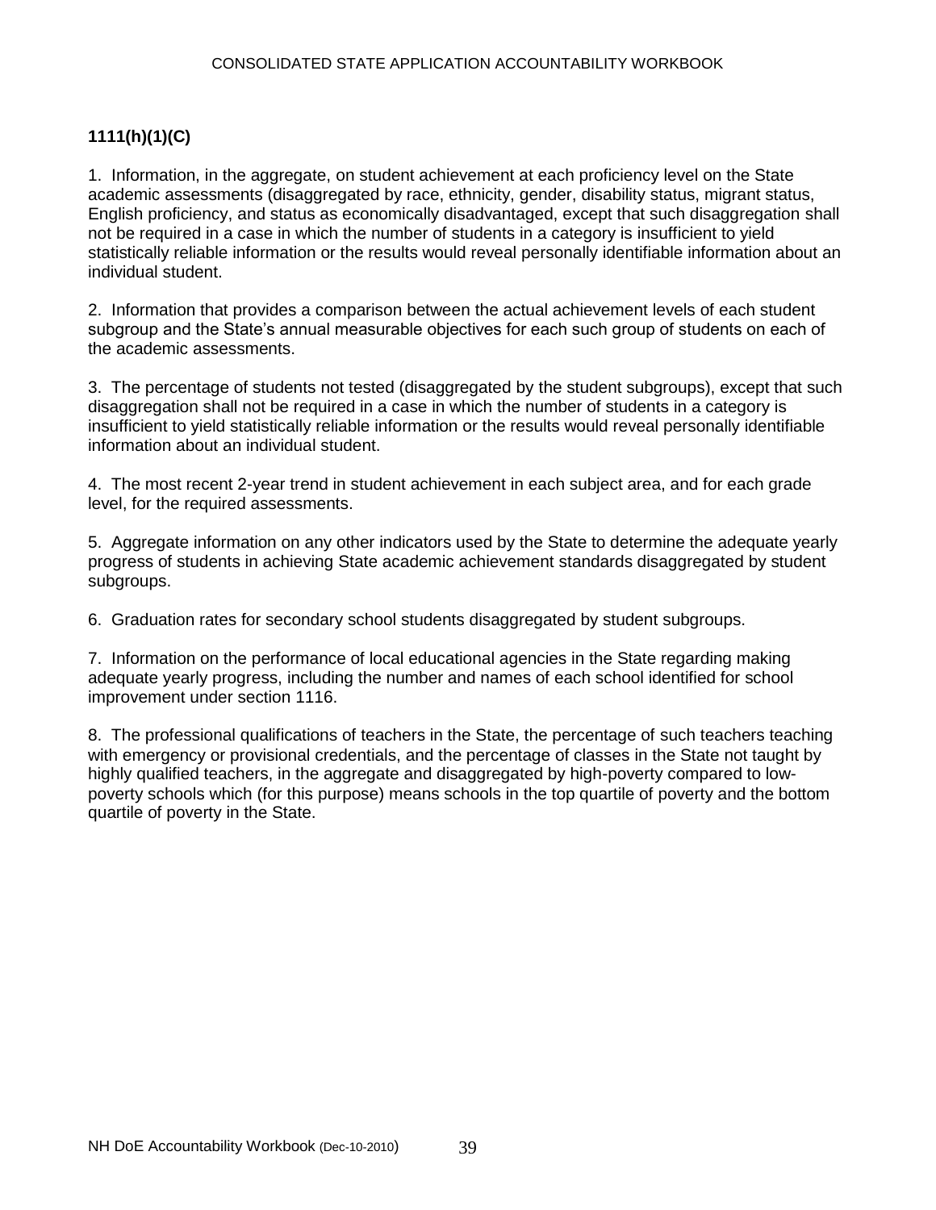**1111(h)(1)(C)**

1. Information, in the aggregate, on student achievement at each proficiency level on the State academic assessments (disaggregated by race, ethnicity, gender, disability status, migrant status, English proficiency, and status as economically disadvantaged, except that such disaggregation shall not be required in a case in which the number of students in a category is insufficient to yield statistically reliable information or the results would reveal personally identifiable information about an individual student.

2. Information that provides a comparison between the actual achievement levels of each student subgroup and the State's annual measurable objectives for each such group of students on each of the academic assessments.

3. The percentage of students not tested (disaggregated by the student subgroups), except that such disaggregation shall not be required in a case in which the number of students in a category is insufficient to yield statistically reliable information or the results would reveal personally identifiable information about an individual student.

4. The most recent 2-year trend in student achievement in each subject area, and for each grade level, for the required assessments.

5. Aggregate information on any other indicators used by the State to determine the adequate yearly progress of students in achieving State academic achievement standards disaggregated by student subgroups.

6. Graduation rates for secondary school students disaggregated by student subgroups.

7. Information on the performance of local educational agencies in the State regarding making adequate yearly progress, including the number and names of each school identified for school improvement under section 1116.

8. The professional qualifications of teachers in the State, the percentage of such teachers teaching with emergency or provisional credentials, and the percentage of classes in the State not taught by highly qualified teachers, in the aggregate and disaggregated by high-poverty compared to low-poverty schools which (for this purpose) means schools in the top quartile of poverty and the bottom quartile of poverty in the State.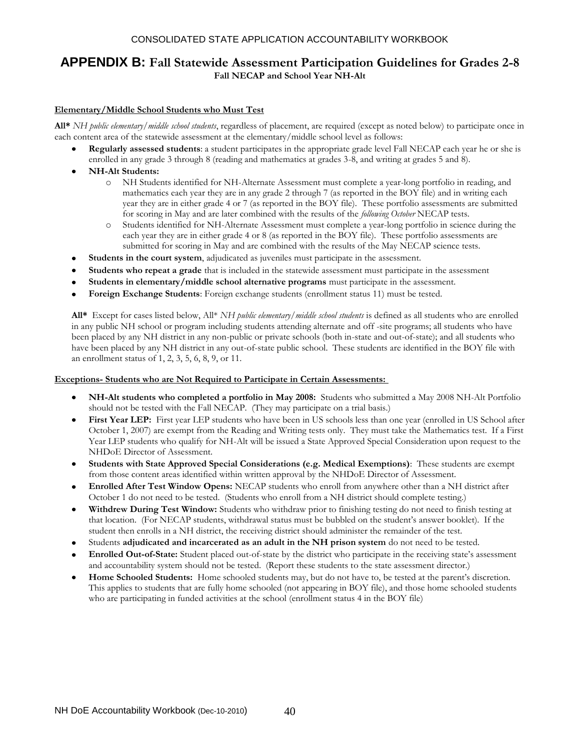## APPENDIX B: Fall Statewide Assessment Participation Guidelines for Grades 2-8

**Fall NECAP and School Year NH-Alt**

**Elementary/Middle School Students who Must Test**

**All*** *NH public elementary/middle school students*, regardless of placement, are required (except as noted below) to participate once in each content area of the statewide assessment at the elementary/middle school level as follows:

- **Regularly assessed students**: a student participates in the appropriate grade level Fall NECAP each year he or she is enrolled in any grade 3 through 8 (reading and mathematics at grades 3-8, and writing at grades 5 and 8).
- **NH-Alt Students:**
  - NH Students identified for NH-Alternate Assessment must complete a year-long portfolio in reading, and mathematics each year they are in any grade 2 through 7 (as reported in the BOY file) and in writing each year they are in either grade 4 or 7 (as reported in the BOY file). These portfolio assessments are submitted for scoring in May and are later combined with the results of the *following October* NECAP tests.
  - Students identified for NH-Alternate Assessment must complete a year-long portfolio in science during the each year they are in either grade 4 or 8 (as reported in the BOY file). These portfolio assessments are submitted for scoring in May and are combined with the results of the May NECAP science tests.
- **Students in the court system**, adjudicated as juveniles must participate in the assessment.
- **Students who repeat a grade** that is included in the statewide assessment must participate in the assessment
- **Students in elementary/middle school alternative programs** must participate in the assessment.
- **Foreign Exchange Students**: Foreign exchange students (enrollment status 11) must be tested.

**All*** Except for cases listed below, All* *NH public elementary/middle school students* is defined as all students who are enrolled in any public NH school or program including students attending alternate and off -site programs; all students who have been placed by any NH district in any non-public or private schools (both in-state and out-of-state); and all students who have been placed by any NH district in any out-of-state public school. These students are identified in the BOY file with an enrollment status of 1, 2, 3, 5, 6, 8, 9, or 11.

**Exceptions- Students who are Not Required to Participate in Certain Assessments:**

- **NH-Alt students who completed a portfolio in May 2008:** Students who submitted a May 2008 NH-Alt Portfolio should not be tested with the Fall NECAP. (They may participate on a trial basis.)
- **First Year LEP:** First year LEP students who have been in US schools less than one year (enrolled in US School after October 1, 2007) are exempt from the Reading and Writing tests only. They must take the Mathematics test. If a First Year LEP students who qualify for NH-Alt will be issued a State Approved Special Consideration upon request to the NHDoE Director of Assessment.
- **Students with State Approved Special Considerations (e.g. Medical Exemptions)**: These students are exempt from those content areas identified within written approval by the NHDoE Director of Assessment.
- **Enrolled After Test Window Opens:** NECAP students who enroll from anywhere other than a NH district after October 1 do not need to be tested. (Students who enroll from a NH district should complete testing.)
- **Withdrew During Test Window:** Students who withdraw prior to finishing testing do not need to finish testing at that location. (For NECAP students, withdrawal status must be bubbled on the student's answer booklet). If the student then enrolls in a NH district, the receiving district should administer the remainder of the test.
- Students **adjudicated and incarcerated as an adult in the NH prison system** do not need to be tested.
- **Enrolled Out-of-State:** Student placed out-of-state by the district who participate in the receiving state's assessment and accountability system should not be tested. (Report these students to the state assessment director.)
- **Home Schooled Students:** Home schooled students may, but do not have to, be tested at the parent's discretion. This applies to students that are fully home schooled (not appearing in BOY file), and those home schooled students who are participating in funded activities at the school (enrollment status 4 in the BOY file)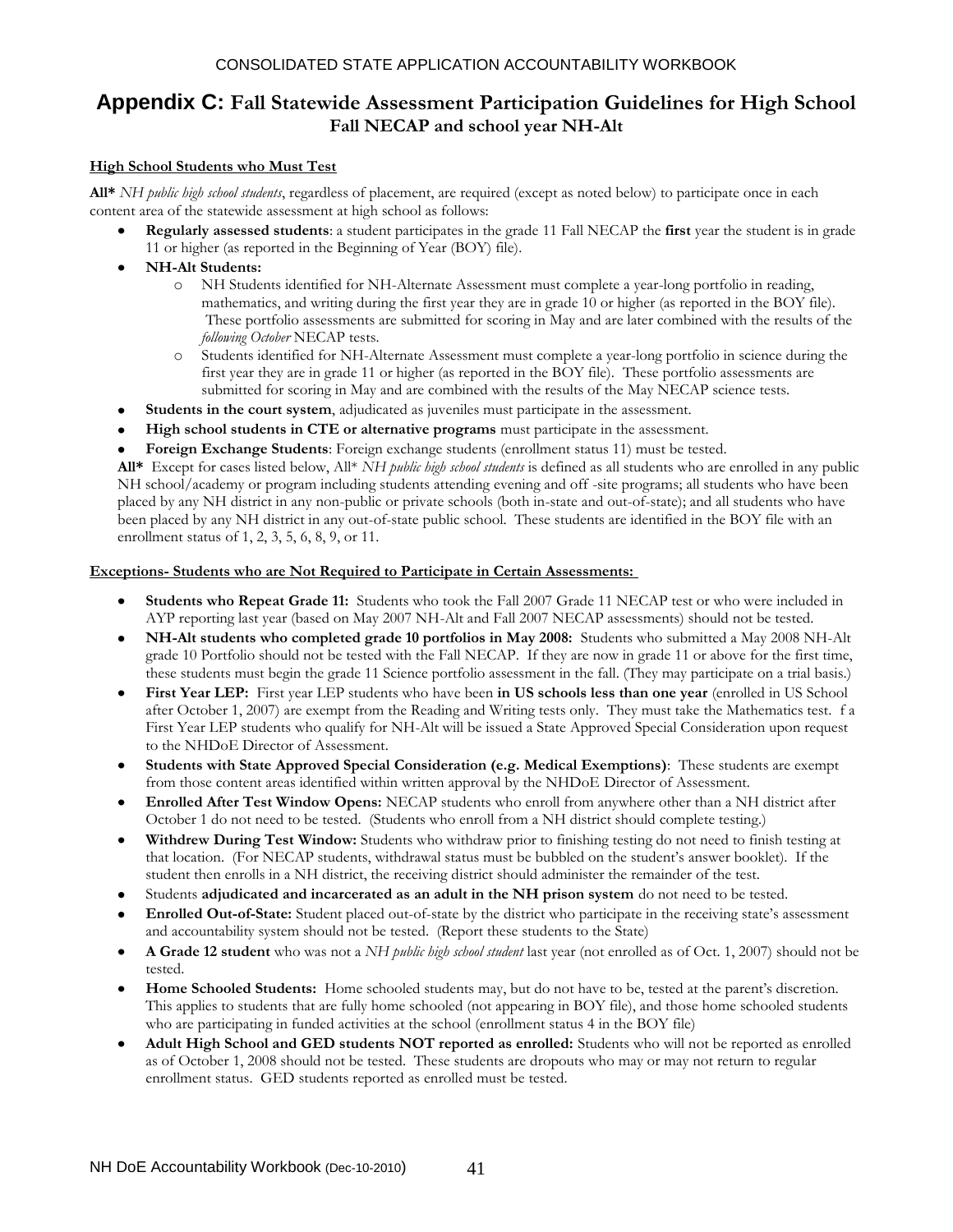## Appendix C: Fall Statewide Assessment Participation Guidelines for High School

### Fall NECAP and school year NH-Alt

**High School Students who Must Test**

**All\*** *NH public high school students*, regardless of placement, are required (except as noted below) to participate once in each content area of the statewide assessment at high school as follows:

- **Regularly assessed students**: a student participates in the grade 11 Fall NECAP the **first** year the student is in grade 11 or higher (as reported in the Beginning of Year (BOY) file).
- **NH-Alt Students:**
  - NH Students identified for NH-Alternate Assessment must complete a year-long portfolio in reading, mathematics, and writing during the first year they are in grade 10 or higher (as reported in the BOY file). These portfolio assessments are submitted for scoring in May and are later combined with the results of the *following October* NECAP tests.
  - Students identified for NH-Alternate Assessment must complete a year-long portfolio in science during the first year they are in grade 11 or higher (as reported in the BOY file). These portfolio assessments are submitted for scoring in May and are combined with the results of the May NECAP science tests.
- **Students in the court system**, adjudicated as juveniles must participate in the assessment.
- **High school students in CTE or alternative programs** must participate in the assessment.
- **Foreign Exchange Students**: Foreign exchange students (enrollment status 11) must be tested.

**All\*** Except for cases listed below, All\* *NH public high school students* is defined as all students who are enrolled in any public NH school/academy or program including students attending evening and off -site programs; all students who have been placed by any NH district in any non-public or private schools (both in-state and out-of-state); and all students who have been placed by any NH district in any out-of-state public school. These students are identified in the BOY file with an enrollment status of 1, 2, 3, 5, 6, 8, 9, or 11.

**Exceptions- Students who are Not Required to Participate in Certain Assessments:**

- **Students who Repeat Grade 11:** Students who took the Fall 2007 Grade 11 NECAP test or who were included in AYP reporting last year (based on May 2007 NH-Alt and Fall 2007 NECAP assessments) should not be tested.
- **NH-Alt students who completed grade 10 portfolios in May 2008:** Students who submitted a May 2008 NH-Alt grade 10 Portfolio should not be tested with the Fall NECAP. If they are now in grade 11 or above for the first time, these students must begin the grade 11 Science portfolio assessment in the fall. (They may participate on a trial basis.)
- **First Year LEP:** First year LEP students who have been **in US schools less than one year** (enrolled in US School after October 1, 2007) are exempt from the Reading and Writing tests only. They must take the Mathematics test. f a First Year LEP students who qualify for NH-Alt will be issued a State Approved Special Consideration upon request to the NHDoE Director of Assessment.
- **Students with State Approved Special Consideration (e.g. Medical Exemptions)**: These students are exempt from those content areas identified within written approval by the NHDoE Director of Assessment.
- **Enrolled After Test Window Opens:** NECAP students who enroll from anywhere other than a NH district after October 1 do not need to be tested. (Students who enroll from a NH district should complete testing.)
- **Withdrew During Test Window:** Students who withdraw prior to finishing testing do not need to finish testing at that location. (For NECAP students, withdrawal status must be bubbled on the student's answer booklet). If the student then enrolls in a NH district, the receiving district should administer the remainder of the test.
- Students **adjudicated and incarcerated as an adult in the NH prison system** do not need to be tested.
- **Enrolled Out-of-State:** Student placed out-of-state by the district who participate in the receiving state's assessment and accountability system should not be tested. (Report these students to the State)
- **A Grade 12 student** who was not a *NH public high school student* last year (not enrolled as of Oct. 1, 2007) should not be tested.
- **Home Schooled Students:** Home schooled students may, but do not have to be, tested at the parent's discretion. This applies to students that are fully home schooled (not appearing in BOY file), and those home schooled students who are participating in funded activities at the school (enrollment status 4 in the BOY file)
- **Adult High School and GED students NOT reported as enrolled:** Students who will not be reported as enrolled as of October 1, 2008 should not be tested. These students are dropouts who may or may not return to regular enrollment status. GED students reported as enrolled must be tested.